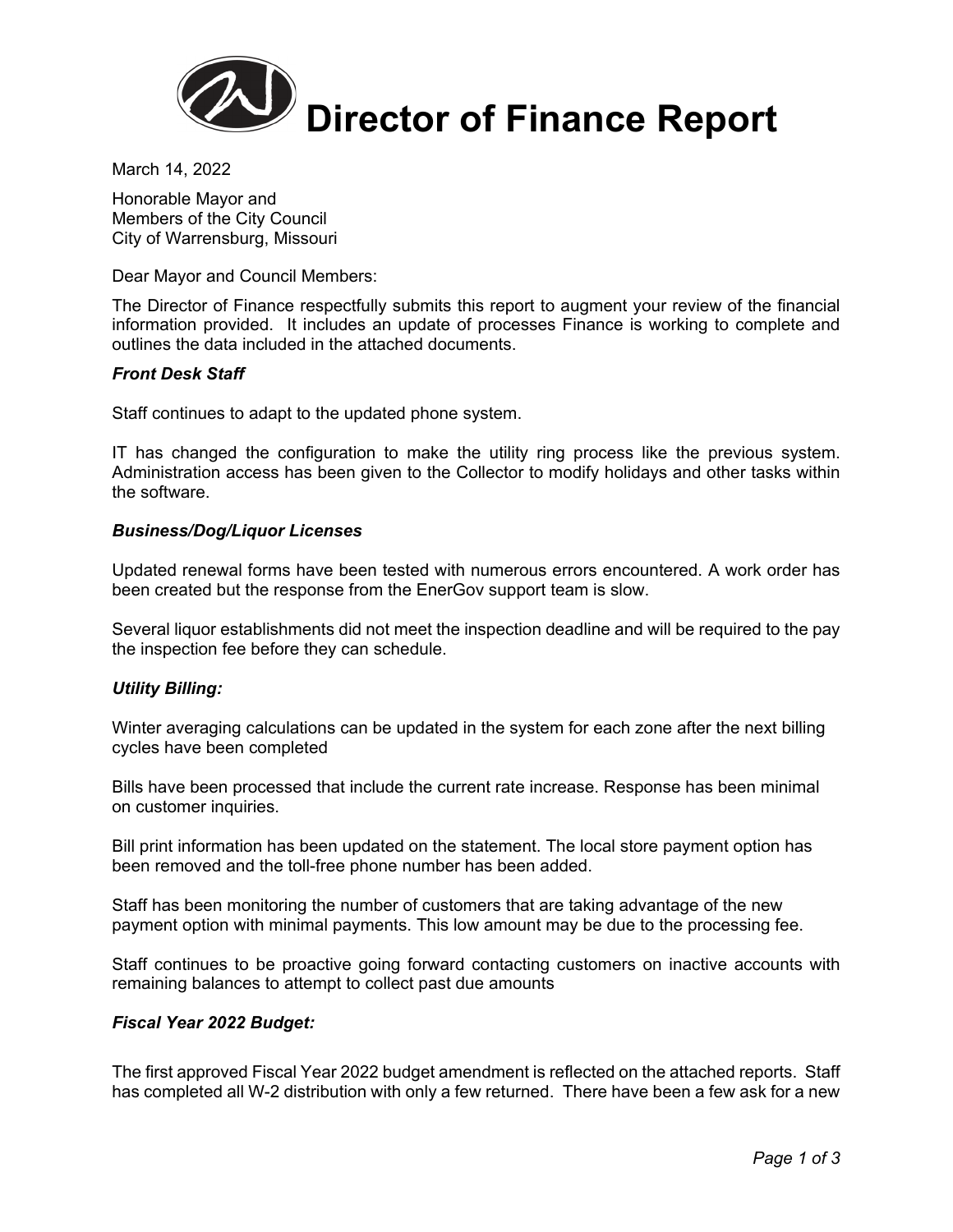# Director of Finance Report

March 14, 2022

Honorable Mayor and
Members of the City Council
City of Warrensburg, Missouri

Dear Mayor and Council Members:

The Director of Finance respectfully submits this report to augment your review of the financial information provided. It includes an update of processes Finance is working to complete and outlines the data included in the attached documents.

***Front Desk Staff***

Staff continues to adapt to the updated phone system.

IT has changed the configuration to make the utility ring process like the previous system. Administration access has been given to the Collector to modify holidays and other tasks within the software.

***Business/Dog/Liquor Licenses***

Updated renewal forms have been tested with numerous errors encountered. A work order has been created but the response from the EnerGov support team is slow.

Several liquor establishments did not meet the inspection deadline and will be required to the pay the inspection fee before they can schedule.

***Utility Billing:***

Winter averaging calculations can be updated in the system for each zone after the next billing cycles have been completed

Bills have been processed that include the current rate increase. Response has been minimal on customer inquiries.

Bill print information has been updated on the statement. The local store payment option has been removed and the toll-free phone number has been added.

Staff has been monitoring the number of customers that are taking advantage of the new payment option with minimal payments. This low amount may be due to the processing fee.

Staff continues to be proactive going forward contacting customers on inactive accounts with remaining balances to attempt to collect past due amounts

***Fiscal Year 2022 Budget:***

The first approved Fiscal Year 2022 budget amendment is reflected on the attached reports. Staff has completed all W-2 distribution with only a few returned. There have been a few ask for a new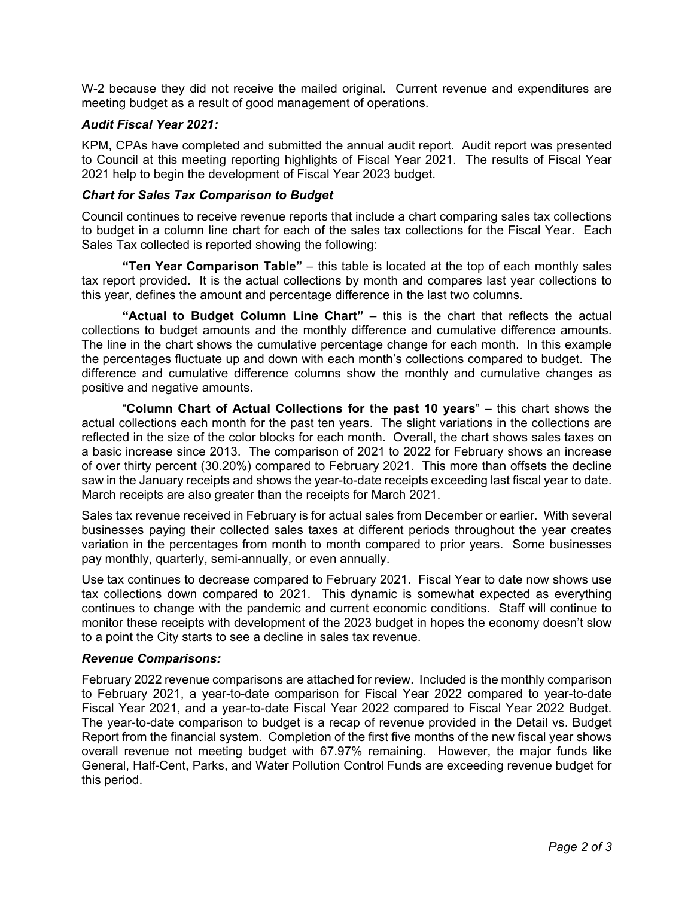W-2 because they did not receive the mailed original. Current revenue and expenditures are meeting budget as a result of good management of operations.

### *Audit Fiscal Year 2021:*

KPM, CPAs have completed and submitted the annual audit report. Audit report was presented to Council at this meeting reporting highlights of Fiscal Year 2021. The results of Fiscal Year 2021 help to begin the development of Fiscal Year 2023 budget.

### *Chart for Sales Tax Comparison to Budget*

Council continues to receive revenue reports that include a chart comparing sales tax collections to budget in a column line chart for each of the sales tax collections for the Fiscal Year. Each Sales Tax collected is reported showing the following:

**"Ten Year Comparison Table"** – this table is located at the top of each monthly sales tax report provided. It is the actual collections by month and compares last year collections to this year, defines the amount and percentage difference in the last two columns.

**"Actual to Budget Column Line Chart"** – this is the chart that reflects the actual collections to budget amounts and the monthly difference and cumulative difference amounts. The line in the chart shows the cumulative percentage change for each month. In this example the percentages fluctuate up and down with each month's collections compared to budget. The difference and cumulative difference columns show the monthly and cumulative changes as positive and negative amounts.

"**Column Chart of Actual Collections for the past 10 years**" – this chart shows the actual collections each month for the past ten years. The slight variations in the collections are reflected in the size of the color blocks for each month. Overall, the chart shows sales taxes on a basic increase since 2013. The comparison of 2021 to 2022 for February shows an increase of over thirty percent (30.20%) compared to February 2021. This more than offsets the decline saw in the January receipts and shows the year-to-date receipts exceeding last fiscal year to date. March receipts are also greater than the receipts for March 2021.

Sales tax revenue received in February is for actual sales from December or earlier. With several businesses paying their collected sales taxes at different periods throughout the year creates variation in the percentages from month to month compared to prior years. Some businesses pay monthly, quarterly, semi-annually, or even annually.

Use tax continues to decrease compared to February 2021. Fiscal Year to date now shows use tax collections down compared to 2021. This dynamic is somewhat expected as everything continues to change with the pandemic and current economic conditions. Staff will continue to monitor these receipts with development of the 2023 budget in hopes the economy doesn't slow to a point the City starts to see a decline in sales tax revenue.

### *Revenue Comparisons:*

February 2022 revenue comparisons are attached for review. Included is the monthly comparison to February 2021, a year-to-date comparison for Fiscal Year 2022 compared to year-to-date Fiscal Year 2021, and a year-to-date Fiscal Year 2022 compared to Fiscal Year 2022 Budget. The year-to-date comparison to budget is a recap of revenue provided in the Detail vs. Budget Report from the financial system. Completion of the first five months of the new fiscal year shows overall revenue not meeting budget with 67.97% remaining. However, the major funds like General, Half-Cent, Parks, and Water Pollution Control Funds are exceeding revenue budget for this period.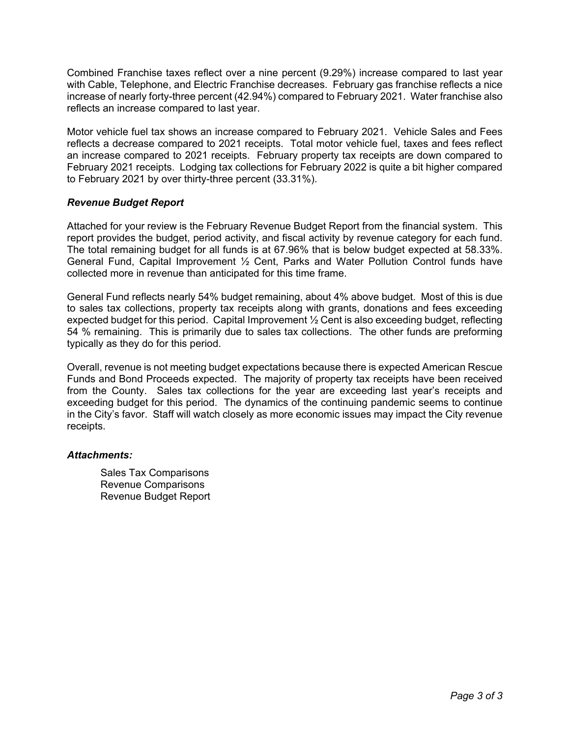Combined Franchise taxes reflect over a nine percent (9.29%) increase compared to last year with Cable, Telephone, and Electric Franchise decreases. February gas franchise reflects a nice increase of nearly forty-three percent (42.94%) compared to February 2021. Water franchise also reflects an increase compared to last year.

Motor vehicle fuel tax shows an increase compared to February 2021. Vehicle Sales and Fees reflects a decrease compared to 2021 receipts. Total motor vehicle fuel, taxes and fees reflect an increase compared to 2021 receipts. February property tax receipts are down compared to February 2021 receipts. Lodging tax collections for February 2022 is quite a bit higher compared to February 2021 by over thirty-three percent (33.31%).

***Revenue Budget Report***

Attached for your review is the February Revenue Budget Report from the financial system. This report provides the budget, period activity, and fiscal activity by revenue category for each fund. The total remaining budget for all funds is at 67.96% that is below budget expected at 58.33%. General Fund, Capital Improvement ½ Cent, Parks and Water Pollution Control funds have collected more in revenue than anticipated for this time frame.

General Fund reflects nearly 54% budget remaining, about 4% above budget. Most of this is due to sales tax collections, property tax receipts along with grants, donations and fees exceeding expected budget for this period. Capital Improvement ½ Cent is also exceeding budget, reflecting 54 % remaining. This is primarily due to sales tax collections. The other funds are preforming typically as they do for this period.

Overall, revenue is not meeting budget expectations because there is expected American Rescue Funds and Bond Proceeds expected. The majority of property tax receipts have been received from the County. Sales tax collections for the year are exceeding last year's receipts and exceeding budget for this period. The dynamics of the continuing pandemic seems to continue in the City's favor. Staff will watch closely as more economic issues may impact the City revenue receipts.

***Attachments:***

Sales Tax Comparisons
Revenue Comparisons
Revenue Budget Report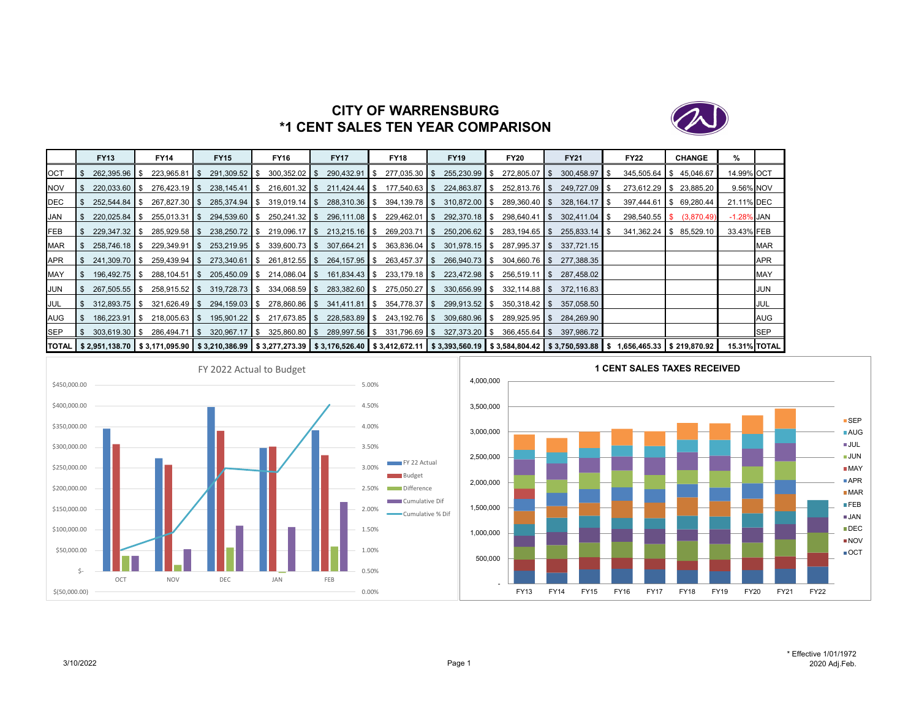# CITY OF WARRENSBURG
## *1 CENT SALES TEN YEAR COMPARISON

| | FY13 | FY14 | FY15 | FY16 | FY17 | FY18 | FY19 | FY20 | FY21 | FY22 | CHANGE | % | |
|---|---|---|---|---|---|---|---|---|---|---|---|---|---|
| OCT | $ 262,395.96 | $ 223,965.81 | $ 291,309.52 | $ 300,352.02 | $ 290,432.91 | $ 277,035.30 | $ 255,230.99 | $ 272,805.07 | $ 300,458.97 | $ 345,505.64 | $ 45,046.67 | 14.99% | OCT |
| NOV | $ 220,033.60 | $ 276,423.19 | $ 238,145.41 | $ 216,601.32 | $ 211,424.44 | $ 177,540.63 | $ 224,863.87 | $ 252,813.76 | $ 249,727.09 | $ 273,612.29 | $ 23,885.20 | 9.56% | NOV |
| DEC | $ 252,544.84 | $ 267,827.30 | $ 285,374.94 | $ 319,019.14 | $ 288,310.36 | $ 394,139.78 | $ 310,872.00 | $ 289,360.40 | $ 328,164.17 | $ 397,444.61 | $ 69,280.44 | 21.11% | DEC |
| JAN | $ 220,025.84 | $ 255,013.31 | $ 294,539.60 | $ 250,241.32 | $ 296,111.08 | $ 229,462.01 | $ 292,370.18 | $ 298,640.41 | $ 302,411.04 | $ 298,540.55 | $ (3,870.49) | -1.28% | JAN |
| FEB | $ 229,347.32 | $ 285,929.58 | $ 238,250.72 | $ 219,096.17 | $ 213,215.16 | $ 269,203.71 | $ 250,206.62 | $ 283,194.65 | $ 255,833.14 | $ 341,362.24 | $ 85,529.10 | 33.43% | FEB |
| MAR | $ 258,746.18 | $ 229,349.91 | $ 253,219.95 | $ 339,600.73 | $ 307,664.21 | $ 363,836.04 | $ 301,978.15 | $ 287,995.37 | $ 337,721.15 | | | | MAR |
| APR | $ 241,309.70 | $ 259,439.94 | $ 273,340.61 | $ 261,812.55 | $ 264,157.95 | $ 263,457.37 | $ 266,940.73 | $ 304,660.76 | $ 277,388.35 | | | | APR |
| MAY | $ 196,492.75 | $ 288,104.51 | $ 205,450.09 | $ 214,086.04 | $ 161,834.43 | $ 233,179.18 | $ 223,472.98 | $ 256,519.11 | $ 287,458.02 | | | | MAY |
| JUN | $ 267,505.55 | $ 258,915.52 | $ 319,728.73 | $ 334,068.59 | $ 283,382.60 | $ 275,050.27 | $ 330,656.99 | $ 332,114.88 | $ 372,116.83 | | | | JUN |
| JUL | $ 312,893.75 | $ 321,626.49 | $ 294,159.03 | $ 278,860.86 | $ 341,411.81 | $ 354,778.37 | $ 299,913.52 | $ 350,318.42 | $ 357,058.50 | | | | JUL |
| AUG | $ 186,223.91 | $ 218,005.63 | $ 195,901.22 | $ 217,673.85 | $ 228,583.89 | $ 243,192.76 | $ 309,680.96 | $ 289,925.95 | $ 284,269.90 | | | | AUG |
| SEP | $ 303,619.30 | $ 286,494.71 | $ 320,967.17 | $ 325,860.80 | $ 289,997.56 | $ 331,796.69 | $ 327,373.20 | $ 366,455.64 | $ 397,986.72 | | | | SEP |
| TOTAL | $ 2,951,138.70 | $ 3,171,095.90 | $ 3,210,386.99 | $ 3,277,273.39 | $ 3,176,526.40 | $ 3,412,672.11 | $ 3,393,560.19 | $ 3,584,804.42 | $ 3,750,593.88 | $ 1,656,465.33 | $ 219,870.92 | 15.31% | TOTAL |

FY 2022 Actual to Budget

1 CENT SALES TAXES RECEIVED

3/10/2022

* Effective 1/01/1972
2020 Adj.Feb.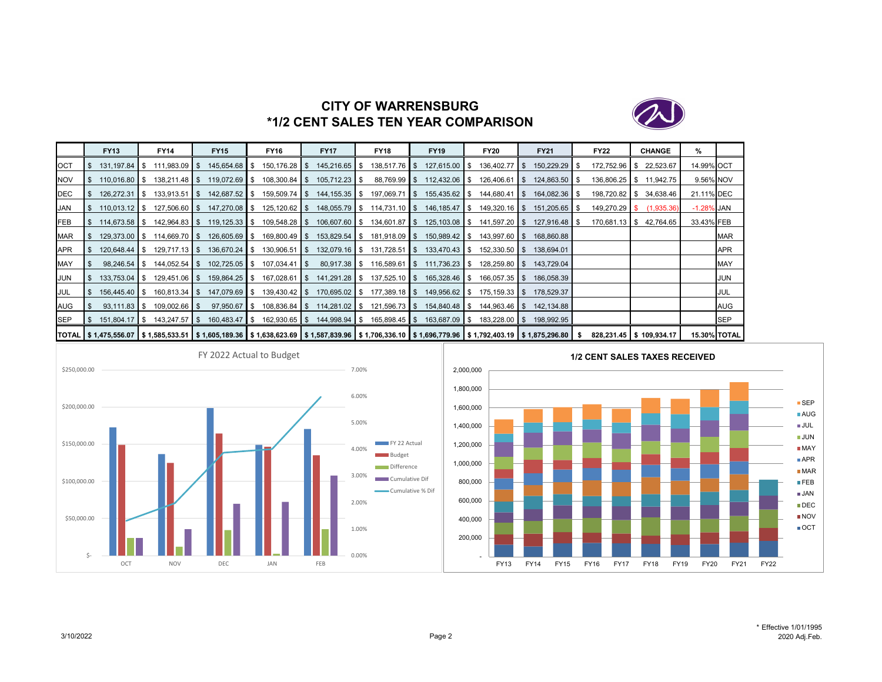# CITY OF WARRENSBURG
## *1/2 CENT SALES TEN YEAR COMPARISON

| | FY13 | FY14 | FY15 | FY16 | FY17 | FY18 | FY19 | FY20 | FY21 | FY22 | CHANGE | % | |
|---|---|---|---|---|---|---|---|---|---|---|---|---|---|
| OCT | $ 131,197.84 | $ 111,983.09 | $ 145,654.68 | $ 150,176.28 | $ 145,216.65 | $ 138,517.76 | $ 127,615.00 | $ 136,402.77 | $ 150,229.29 | $ 172,752.96 | $ 22,523.67 | 14.99% | OCT |
| NOV | $ 110,016.80 | $ 138,211.48 | $ 119,072.69 | $ 108,300.84 | $ 105,712.23 | $ 88,769.99 | $ 112,432.06 | $ 126,406.61 | $ 124,863.50 | $ 136,806.25 | $ 11,942.75 | 9.56% | NOV |
| DEC | $ 126,272.31 | $ 133,913.51 | $ 142,687.52 | $ 159,509.74 | $ 144,155.35 | $ 197,069.71 | $ 155,435.62 | $ 144,680.41 | $ 164,082.36 | $ 198,720.82 | $ 34,638.46 | 21.11% | DEC |
| JAN | $ 110,013.12 | $ 127,506.60 | $ 147,270.08 | $ 125,120.62 | $ 148,055.79 | $ 114,731.10 | $ 146,185.47 | $ 149,320.16 | $ 151,205.65 | $ 149,270.29 | $ (1,935.36) | -1.28% | JAN |
| FEB | $ 114,673.58 | $ 142,964.83 | $ 119,125.33 | $ 109,548.28 | $ 106,607.60 | $ 134,601.87 | $ 125,103.08 | $ 141,597.20 | $ 127,916.48 | $ 170,681.13 | $ 42,764.65 | 33.43% | FEB |
| MAR | $ 129,373.00 | $ 114,669.70 | $ 126,605.69 | $ 169,800.49 | $ 153,829.54 | $ 181,918.09 | $ 150,989.42 | $ 143,997.60 | $ 168,860.88 | | | | MAR |
| APR | $ 120,648.44 | $ 129,717.13 | $ 136,670.24 | $ 130,906.51 | $ 132,079.16 | $ 131,728.51 | $ 133,470.43 | $ 152,330.50 | $ 138,694.01 | | | | APR |
| MAY | $ 98,246.54 | $ 144,052.54 | $ 102,725.05 | $ 107,034.41 | $ 80,917.38 | $ 116,589.61 | $ 111,736.23 | $ 128,259.80 | $ 143,729.04 | | | | MAY |
| JUN | $ 133,753.04 | $ 129,451.06 | $ 159,864.25 | $ 167,028.61 | $ 141,291.28 | $ 137,525.10 | $ 165,328.46 | $ 166,057.35 | $ 186,058.39 | | | | JUN |
| JUL | $ 156,445.40 | $ 160,813.34 | $ 147,079.69 | $ 139,430.42 | $ 170,695.02 | $ 177,389.18 | $ 149,956.62 | $ 175,159.33 | $ 178,529.37 | | | | JUL |
| AUG | $ 93,111.83 | $ 109,002.66 | $ 97,950.67 | $ 108,836.84 | $ 114,281.02 | $ 121,596.73 | $ 154,840.48 | $ 144,963.46 | $ 142,134.88 | | | | AUG |
| SEP | $ 151,804.17 | $ 143,247.57 | $ 160,483.47 | $ 162,930.65 | $ 144,998.94 | $ 165,898.45 | $ 163,687.09 | $ 183,228.00 | $ 198,992.95 | | | | SEP |
| **TOTAL** | **$ 1,475,556.07** | **$ 1,585,533.51** | **$ 1,605,189.36** | **$ 1,638,623.69** | **$ 1,587,839.96** | **$ 1,706,336.10** | **$ 1,696,779.96** | **$ 1,792,403.19** | **$ 1,875,296.80** | **$ 828,231.45** | **$ 109,934.17** | **15.30%** | **TOTAL** |

FY 2022 Actual to Budget

1/2 CENT SALES TAXES RECEIVED

3/10/2022

\* Effective 1/01/1995
2020 Adj.Feb.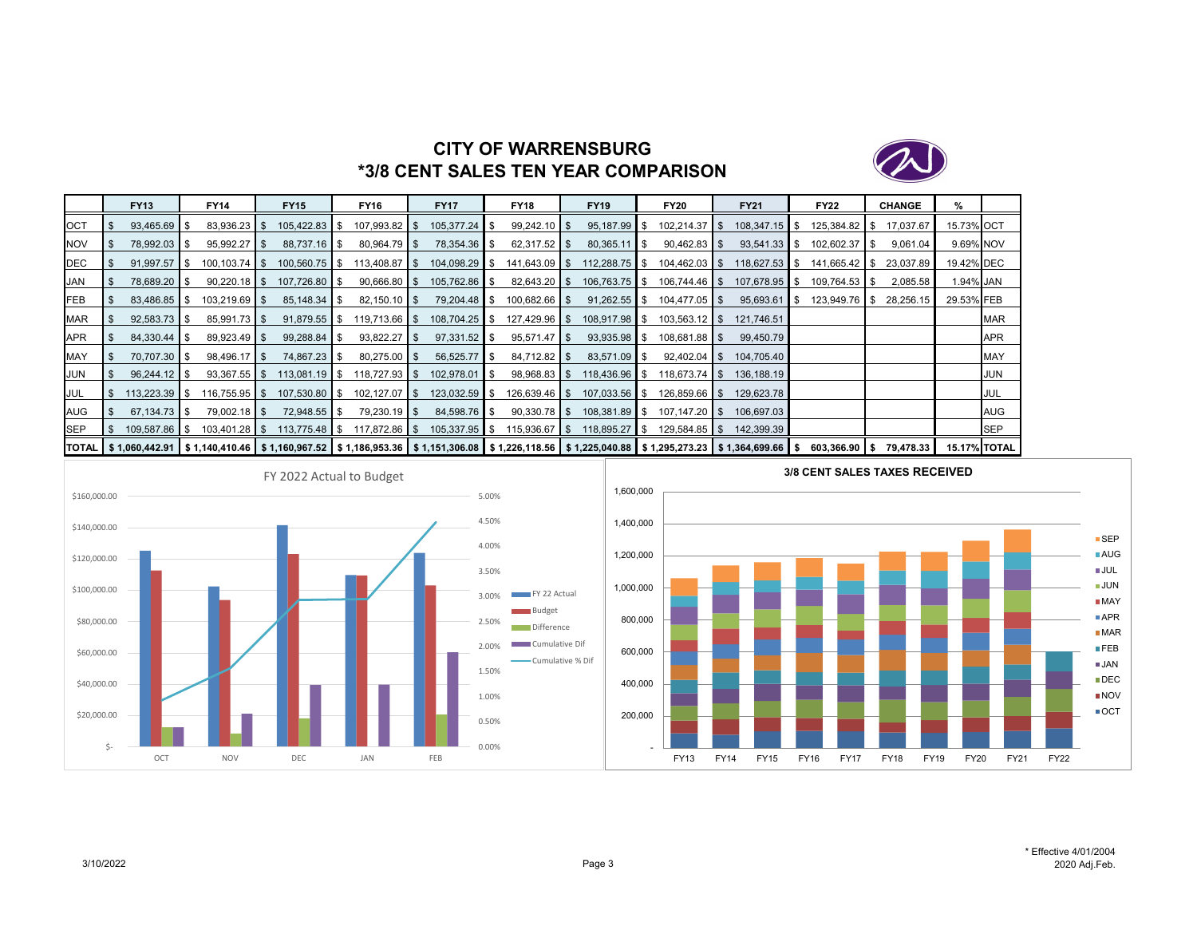# CITY OF WARRENSBURG
# *3/8 CENT SALES TEN YEAR COMPARISON

| | FY13 | FY14 | FY15 | FY16 | FY17 | FY18 | FY19 | FY20 | FY21 | FY22 | CHANGE | % | |
|---|---|---|---|---|---|---|---|---|---|---|---|---|---|
| OCT | $ 93,465.69 | $ 83,936.23 | $ 105,422.83 | $ 107,993.82 | $ 105,377.24 | $ 99,242.10 | $ 95,187.99 | $ 102,214.37 | $ 108,347.15 | $ 125,384.82 | $ 17,037.67 | 15.73% | OCT |
| NOV | $ 78,992.03 | $ 95,992.27 | $ 88,737.16 | $ 80,964.79 | $ 78,354.36 | $ 62,317.52 | $ 80,365.11 | $ 90,462.83 | $ 93,541.33 | $ 102,602.37 | $ 9,061.04 | 9.69% | NOV |
| DEC | $ 91,997.57 | $ 100,103.74 | $ 100,560.75 | $ 113,408.87 | $ 104,098.29 | $ 141,643.09 | $ 112,288.75 | $ 104,462.03 | $ 118,627.53 | $ 141,665.42 | $ 23,037.89 | 19.42% | DEC |
| JAN | $ 78,689.20 | $ 90,220.18 | $ 107,726.80 | $ 90,666.80 | $ 105,762.86 | $ 82,643.20 | $ 106,763.75 | $ 106,744.46 | $ 107,678.95 | $ 109,764.53 | $ 2,085.58 | 1.94% | JAN |
| FEB | $ 83,486.85 | $ 103,219.69 | $ 85,148.34 | $ 82,150.10 | $ 79,204.48 | $ 100,682.66 | $ 91,262.55 | $ 104,477.05 | $ 95,693.61 | $ 123,949.76 | $ 28,256.15 | 29.53% | FEB |
| MAR | $ 92,583.73 | $ 85,991.73 | $ 91,879.55 | $ 119,713.66 | $ 108,704.25 | $ 127,429.96 | $ 108,917.98 | $ 103,563.12 | $ 121,746.51 | | | | MAR |
| APR | $ 84,330.44 | $ 89,923.49 | $ 99,288.84 | $ 93,822.27 | $ 97,331.52 | $ 95,571.47 | $ 93,935.98 | $ 108,681.88 | $ 99,450.79 | | | | APR |
| MAY | $ 70,707.30 | $ 98,496.17 | $ 74,867.23 | $ 80,275.00 | $ 56,525.77 | $ 84,712.82 | $ 83,571.09 | $ 92,402.04 | $ 104,705.40 | | | | MAY |
| JUN | $ 96,244.12 | $ 93,367.55 | $ 113,081.19 | $ 118,727.93 | $ 102,978.01 | $ 98,968.83 | $ 118,436.96 | $ 118,673.74 | $ 136,188.19 | | | | JUN |
| JUL | $ 113,223.39 | $ 116,755.95 | $ 107,530.80 | $ 102,127.07 | $ 123,032.59 | $ 126,639.46 | $ 107,033.56 | $ 126,859.66 | $ 129,623.78 | | | | JUL |
| AUG | $ 67,134.73 | $ 79,002.18 | $ 72,948.55 | $ 79,230.19 | $ 84,598.76 | $ 90,330.78 | $ 108,381.89 | $ 107,147.20 | $ 106,697.03 | | | | AUG |
| SEP | $ 109,587.86 | $ 103,401.28 | $ 113,775.48 | $ 117,872.86 | $ 105,337.95 | $ 115,936.67 | $ 118,895.27 | $ 129,584.85 | $ 142,399.39 | | | | SEP |
| TOTAL | $ 1,060,442.91 | $ 1,140,410.46 | $ 1,160,967.52 | $ 1,186,953.36 | $ 1,151,306.08 | $ 1,226,118.56 | $ 1,225,040.88 | $ 1,295,273.23 | $ 1,364,699.66 | $ 603,366.90 | $ 79,478.33 | 15.17% | TOTAL |

FY 2022 Actual to Budget

3/8 CENT SALES TAXES RECEIVED

3/10/2022

* Effective 4/01/2004
2020 Adj.Feb.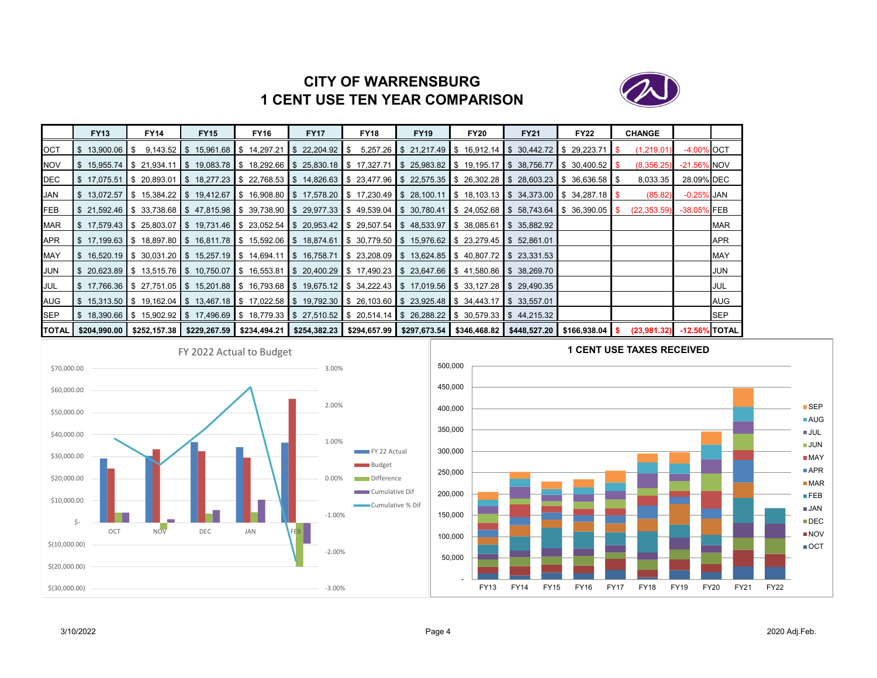# CITY OF WARRENSBURG
# 1 CENT USE TEN YEAR COMPARISON

| | FY13 | FY14 | FY15 | FY16 | FY17 | FY18 | FY19 | FY20 | FY21 | FY22 | CHANGE | | |
|---|---|---|---|---|---|---|---|---|---|---|---|---|---|
| OCT | $ 13,900.06 | $ 9,143.52 | $ 15,961.68 | $ 14,297.21 | $ 22,204.92 | $ 5,257.26 | $ 21,217.49 | $ 16,912.14 | $ 30,442.72 | $ 29,223.71 | $ (1,219.01) | -4.00% | OCT |
| NOV | $ 15,955.74 | $ 21,934.11 | $ 19,083.78 | $ 18,292.66 | $ 25,830.18 | $ 17,327.71 | $ 25,983.82 | $ 19,195.17 | $ 38,756.77 | $ 30,400.52 | $ (8,356.25) | -21.56% | NOV |
| DEC | $ 17,075.51 | $ 20,893.01 | $ 18,277.23 | $ 22,768.53 | $ 14,826.63 | $ 23,477.96 | $ 22,575.35 | $ 26,302.28 | $ 28,603.23 | $ 36,636.58 | $ 8,033.35 | 28.09% | DEC |
| JAN | $ 13,072.57 | $ 15,384.22 | $ 19,412.67 | $ 16,908.80 | $ 17,578.20 | $ 17,230.49 | $ 28,100.11 | $ 18,103.13 | $ 34,373.00 | $ 34,287.18 | $ (85.82) | -0.25% | JAN |
| FEB | $ 21,592.46 | $ 33,738.68 | $ 47,815.98 | $ 39,738.90 | $ 29,977.33 | $ 49,539.04 | $ 30,780.41 | $ 24,052.68 | $ 58,743.64 | $ 36,390.05 | $ (22,353.59) | -38.05% | FEB |
| MAR | $ 17,579.43 | $ 25,803.07 | $ 19,731.46 | $ 23,052.54 | $ 20,953.42 | $ 29,507.54 | $ 48,533.97 | $ 38,085.61 | $ 35,882.92 | | | | MAR |
| APR | $ 17,199.63 | $ 18,897.80 | $ 16,811.78 | $ 15,592.06 | $ 18,874.61 | $ 30,779.50 | $ 15,976.62 | $ 23,279.45 | $ 52,861.01 | | | | APR |
| MAY | $ 16,520.19 | $ 30,031.20 | $ 15,257.19 | $ 14,694.11 | $ 16,758.71 | $ 23,208.09 | $ 13,624.85 | $ 40,807.72 | $ 23,331.53 | | | | MAY |
| JUN | $ 20,623.89 | $ 13,515.76 | $ 10,750.07 | $ 16,553.81 | $ 20,400.29 | $ 17,490.23 | $ 23,647.66 | $ 41,580.86 | $ 38,269.70 | | | | JUN |
| JUL | $ 17,766.36 | $ 27,751.05 | $ 15,201.88 | $ 16,793.68 | $ 19,675.12 | $ 34,222.43 | $ 17,019.56 | $ 33,127.28 | $ 29,490.35 | | | | JUL |
| AUG | $ 15,313.50 | $ 19,162.04 | $ 13,467.18 | $ 17,022.58 | $ 19,792.30 | $ 26,103.60 | $ 23,925.48 | $ 34,443.17 | $ 33,557.01 | | | | AUG |
| SEP | $ 18,390.66 | $ 15,902.92 | $ 17,496.69 | $ 18,779.33 | $ 27,510.52 | $ 20,514.14 | $ 26,288.22 | $ 30,579.33 | $ 44,215.32 | | | | SEP |
| TOTAL | $204,990.00 | $252,157.38 | $229,267.59 | $234,494.21 | $254,382.23 | $294,657.99 | $297,673.54 | $346,468.82 | $448,527.20 | $166,938.04 | $ (23,981.32) | -12.56% | TOTAL |

FY 2022 Actual to Budget

1 CENT USE TAXES RECEIVED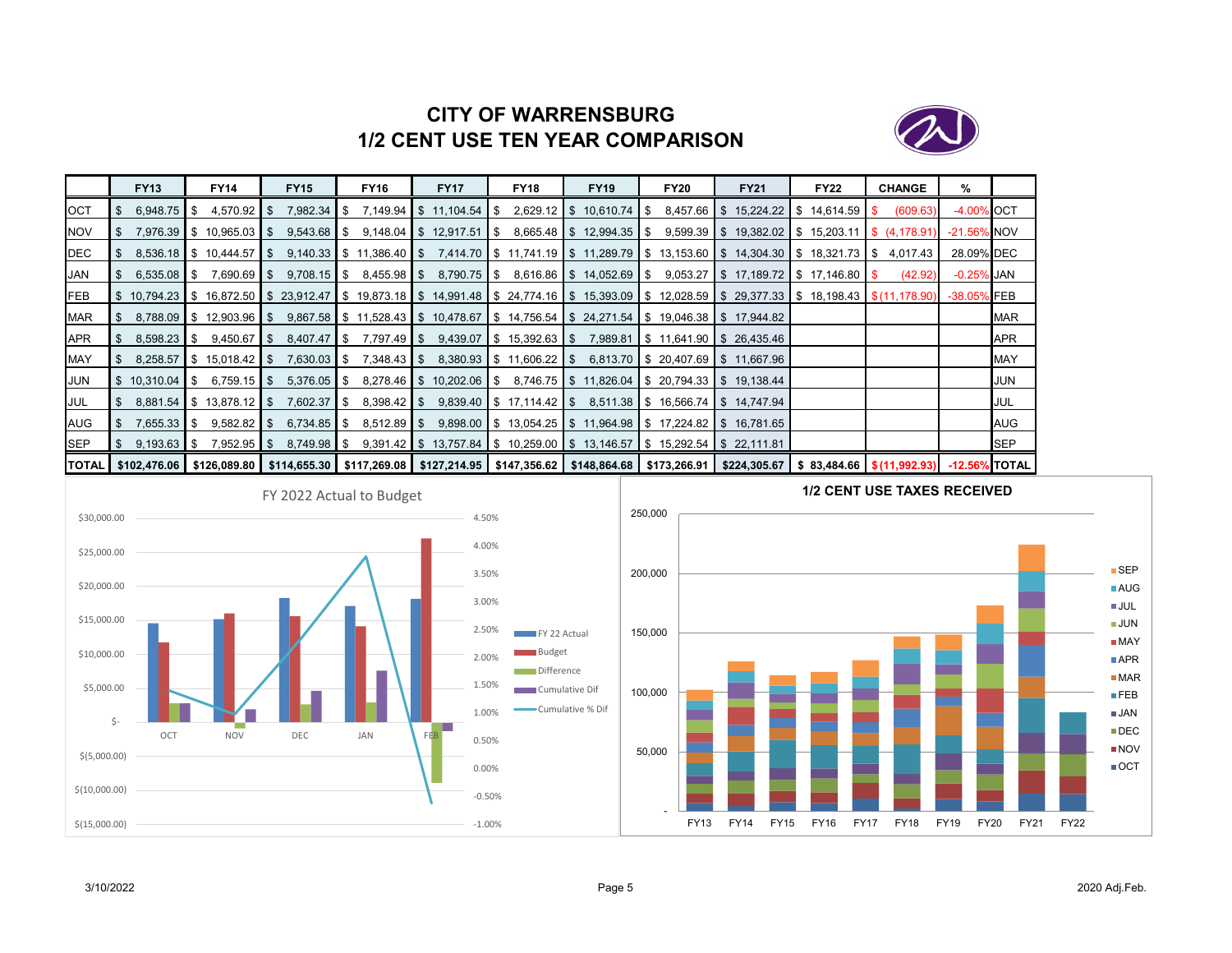# CITY OF WARRENSBURG
## 1/2 CENT USE TEN YEAR COMPARISON

| | FY13 | FY14 | FY15 | FY16 | FY17 | FY18 | FY19 | FY20 | FY21 | FY22 | CHANGE | % | |
|---|---|---|---|---|---|---|---|---|---|---|---|---|---|
| OCT | $ 6,948.75 | $ 4,570.92 | $ 7,982.34 | $ 7,149.94 | $ 11,104.54 | $ 2,629.12 | $ 10,610.74 | $ 8,457.66 | $ 15,224.22 | $ 14,614.59 | $ (609.63) | -4.00% | OCT |
| NOV | $ 7,976.39 | $ 10,965.03 | $ 9,543.68 | $ 9,148.04 | $ 12,917.51 | $ 8,665.48 | $ 12,994.35 | $ 9,599.39 | $ 19,382.02 | $ 15,203.11 | $ (4,178.91) | -21.56% | NOV |
| DEC | $ 8,536.18 | $ 10,444.57 | $ 9,140.33 | $ 11,386.40 | $ 7,414.70 | $ 11,741.19 | $ 11,289.79 | $ 13,153.60 | $ 14,304.30 | $ 18,321.73 | $ 4,017.43 | 28.09% | DEC |
| JAN | $ 6,535.08 | $ 7,690.69 | $ 9,708.15 | $ 8,455.98 | $ 8,790.75 | $ 8,616.86 | $ 14,052.69 | $ 9,053.27 | $ 17,189.72 | $ 17,146.80 | $ (42.92) | -0.25% | JAN |
| FEB | $ 10,794.23 | $ 16,872.50 | $ 23,912.47 | $ 19,873.18 | $ 14,991.48 | $ 24,774.16 | $ 15,393.09 | $ 12,028.59 | $ 29,377.33 | $ 18,198.43 | $ (11,178.90) | -38.05% | FEB |
| MAR | $ 8,788.09 | $ 12,903.96 | $ 9,867.58 | $ 11,528.43 | $ 10,478.67 | $ 14,756.54 | $ 24,271.54 | $ 19,046.38 | $ 17,944.82 | | | | MAR |
| APR | $ 8,598.23 | $ 9,450.67 | $ 8,407.47 | $ 7,797.49 | $ 9,439.07 | $ 15,392.63 | $ 7,989.81 | $ 11,641.90 | $ 26,435.46 | | | | APR |
| MAY | $ 8,258.57 | $ 15,018.42 | $ 7,630.03 | $ 7,348.43 | $ 8,380.93 | $ 11,606.22 | $ 6,813.70 | $ 20,407.69 | $ 11,667.96 | | | | MAY |
| JUN | $ 10,310.04 | $ 6,759.15 | $ 5,376.05 | $ 8,278.46 | $ 10,202.06 | $ 8,746.75 | $ 11,826.04 | $ 20,794.33 | $ 19,138.44 | | | | JUN |
| JUL | $ 8,881.54 | $ 13,878.12 | $ 7,602.37 | $ 8,398.42 | $ 9,839.40 | $ 17,114.42 | $ 8,511.38 | $ 16,566.74 | $ 14,747.94 | | | | JUL |
| AUG | $ 7,655.33 | $ 9,582.82 | $ 6,734.85 | $ 8,512.89 | $ 9,898.00 | $ 13,054.25 | $ 11,964.98 | $ 17,224.82 | $ 16,781.65 | | | | AUG |
| SEP | $ 9,193.63 | $ 7,952.95 | $ 8,749.98 | $ 9,391.42 | $ 13,757.84 | $ 10,259.00 | $ 13,146.57 | $ 15,292.54 | $ 22,111.81 | | | | SEP |
| TOTAL | $102,476.06 | $126,089.80 | $114,655.30 | $117,269.08 | $127,214.95 | $147,356.62 | $148,864.68 | $173,266.91 | $224,305.67 | $ 83,484.66 | $ (11,992.93) | -12.56% | TOTAL |

FY 2022 Actual to Budget

1/2 CENT USE TAXES RECEIVED

3/10/2022 2020 Adj.Feb.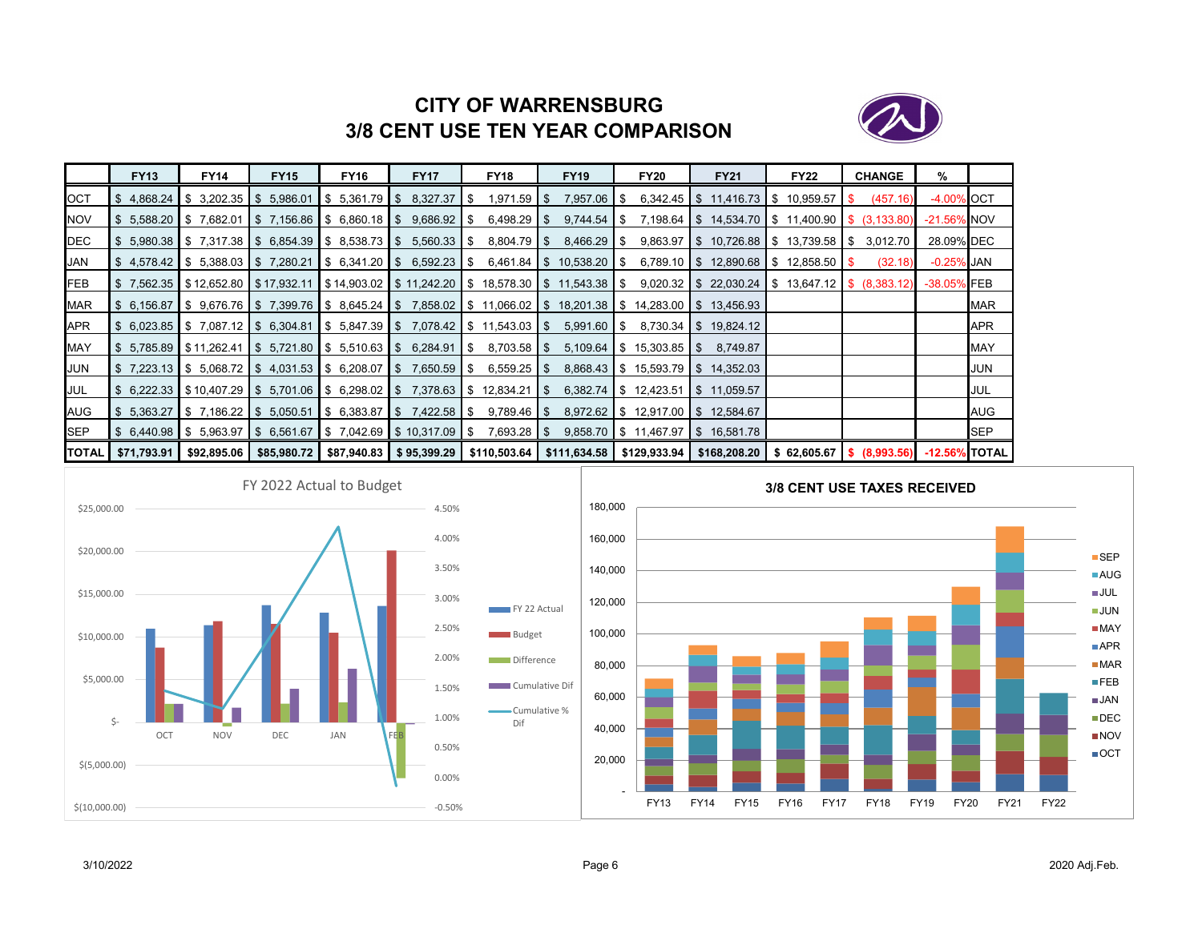# CITY OF WARRENSBURG
# 3/8 CENT USE TEN YEAR COMPARISON

| | FY13 | FY14 | FY15 | FY16 | FY17 | FY18 | FY19 | FY20 | FY21 | FY22 | CHANGE | % | |
|---|---|---|---|---|---|---|---|---|---|---|---|---|---|
| OCT | $ 4,868.24 | $ 3,202.35 | $ 5,986.01 | $ 5,361.79 | $ 8,327.37 | $ 1,971.59 | $ 7,957.06 | $ 6,342.45 | $ 11,416.73 | $ 10,959.57 | $ (457.16) | -4.00% | OCT |
| NOV | $ 5,588.20 | $ 7,682.01 | $ 7,156.86 | $ 6,860.18 | $ 9,686.92 | $ 6,498.29 | $ 9,744.54 | $ 7,198.64 | $ 14,534.70 | $ 11,400.90 | $ (3,133.80) | -21.56% | NOV |
| DEC | $ 5,980.38 | $ 7,317.38 | $ 6,854.39 | $ 8,538.73 | $ 5,560.33 | $ 8,804.79 | $ 8,466.29 | $ 9,863.97 | $ 10,726.88 | $ 13,739.58 | $ 3,012.70 | 28.09% | DEC |
| JAN | $ 4,578.42 | $ 5,388.03 | $ 7,280.21 | $ 6,341.20 | $ 6,592.23 | $ 6,461.84 | $ 10,538.20 | $ 6,789.10 | $ 12,890.68 | $ 12,858.50 | $ (32.18) | -0.25% | JAN |
| FEB | $ 7,562.35 | $ 12,652.80 | $ 17,932.11 | $ 14,903.02 | $ 11,242.20 | $ 18,578.30 | $ 11,543.38 | $ 9,020.32 | $ 22,030.24 | $ 13,647.12 | $ (8,383.12) | -38.05% | FEB |
| MAR | $ 6,156.87 | $ 9,676.76 | $ 7,399.76 | $ 8,645.24 | $ 7,858.02 | $ 11,066.02 | $ 18,201.38 | $ 14,283.00 | $ 13,456.93 | | | | MAR |
| APR | $ 6,023.85 | $ 7,087.12 | $ 6,304.81 | $ 5,847.39 | $ 7,078.42 | $ 11,543.03 | $ 5,991.60 | $ 8,730.34 | $ 19,824.12 | | | | APR |
| MAY | $ 5,785.89 | $ 11,262.41 | $ 5,721.80 | $ 5,510.63 | $ 6,284.91 | $ 8,703.58 | $ 5,109.64 | $ 15,303.85 | $ 8,749.87 | | | | MAY |
| JUN | $ 7,223.13 | $ 5,068.72 | $ 4,031.53 | $ 6,208.07 | $ 7,650.59 | $ 6,559.25 | $ 8,868.43 | $ 15,593.79 | $ 14,352.03 | | | | JUN |
| JUL | $ 6,222.33 | $ 10,407.29 | $ 5,701.06 | $ 6,298.02 | $ 7,378.63 | $ 12,834.21 | $ 6,382.74 | $ 12,423.51 | $ 11,059.57 | | | | JUL |
| AUG | $ 5,363.27 | $ 7,186.22 | $ 5,050.51 | $ 6,383.87 | $ 7,422.58 | $ 9,789.46 | $ 8,972.62 | $ 12,917.00 | $ 12,584.67 | | | | AUG |
| SEP | $ 6,440.98 | $ 5,963.97 | $ 6,561.67 | $ 7,042.69 | $ 10,317.09 | $ 7,693.28 | $ 9,858.70 | $ 11,467.97 | $ 16,581.78 | | | | SEP |
| TOTAL | $71,793.91 | $92,895.06 | $85,980.72 | $87,940.83 | $ 95,399.29 | $110,503.64 | $111,634.58 | $129,933.94 | $168,208.20 | $ 62,605.67 | $ (8,993.56) | -12.56% | TOTAL |

FY 2022 Actual to Budget

3/8 CENT USE TAXES RECEIVED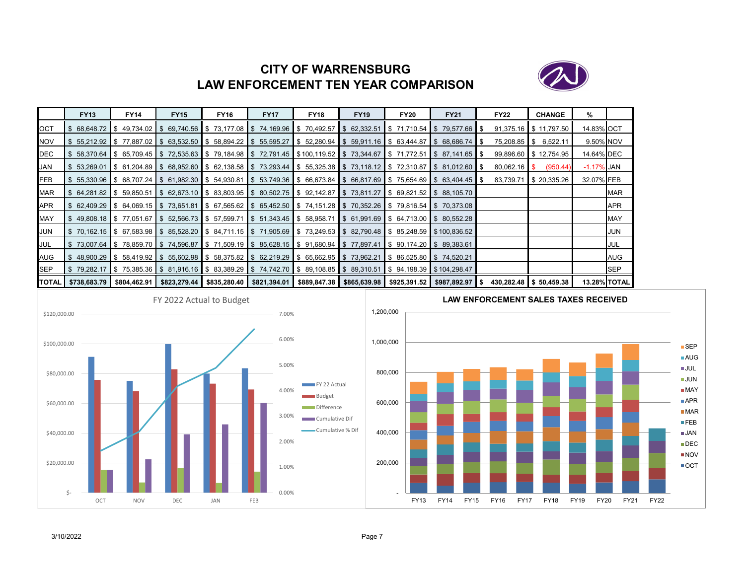# CITY OF WARRENSBURG
## LAW ENFORCEMENT TEN YEAR COMPARISON

| | FY13 | FY14 | FY15 | FY16 | FY17 | FY18 | FY19 | FY20 | FY21 | FY22 | CHANGE | % | |
|---|---|---|---|---|---|---|---|---|---|---|---|---|---|
| OCT | $ 68,648.72 | $ 49,734.02 | $ 69,740.56 | $ 73,177.08 | $ 74,169.96 | $ 70,492.57 | $ 62,332.51 | $ 71,710.54 | $ 79,577.66 | $ 91,375.16 | $ 11,797.50 | 14.83% | OCT |
| NOV | $ 55,212.92 | $ 77,887.02 | $ 63,532.50 | $ 58,894.22 | $ 55,595.27 | $ 52,280.94 | $ 59,911.16 | $ 63,444.87 | $ 68,686.74 | $ 75,208.85 | $ 6,522.11 | 9.50% | NOV |
| DEC | $ 58,370.64 | $ 65,709.45 | $ 72,535.63 | $ 79,184.98 | $ 72,791.45 | $ 100,119.52 | $ 73,344.67 | $ 71,772.51 | $ 87,141.65 | $ 99,896.60 | $ 12,754.95 | 14.64% | DEC |
| JAN | $ 53,269.01 | $ 61,204.89 | $ 68,952.60 | $ 62,138.58 | $ 73,293.44 | $ 55,325.38 | $ 73,118.12 | $ 72,310.87 | $ 81,012.60 | $ 80,062.16 | $ (950.44) | -1.17% | JAN |
| FEB | $ 55,330.96 | $ 68,707.24 | $ 61,982.30 | $ 54,930.81 | $ 53,749.36 | $ 66,673.84 | $ 66,817.69 | $ 75,654.69 | $ 63,404.45 | $ 83,739.71 | $ 20,335.26 | 32.07% | FEB |
| MAR | $ 64,281.82 | $ 59,850.51 | $ 62,673.10 | $ 83,803.95 | $ 80,502.75 | $ 92,142.87 | $ 73,811.27 | $ 69,821.52 | $ 88,105.70 | | | | MAR |
| APR | $ 62,409.29 | $ 64,069.15 | $ 73,651.81 | $ 67,565.62 | $ 65,452.50 | $ 74,151.28 | $ 70,352.26 | $ 79,816.54 | $ 70,373.08 | | | | APR |
| MAY | $ 49,808.18 | $ 77,051.67 | $ 52,566.73 | $ 57,599.71 | $ 51,343.45 | $ 58,958.71 | $ 61,991.69 | $ 64,713.00 | $ 80,552.28 | | | | MAY |
| JUN | $ 70,162.15 | $ 67,583.98 | $ 85,528.20 | $ 84,711.15 | $ 71,905.69 | $ 73,249.53 | $ 82,790.48 | $ 85,248.59 | $ 100,836.52 | | | | JUN |
| JUL | $ 73,007.64 | $ 78,859.70 | $ 74,596.87 | $ 71,509.19 | $ 85,628.15 | $ 91,680.94 | $ 77,897.41 | $ 90,174.20 | $ 89,383.61 | | | | JUL |
| AUG | $ 48,900.29 | $ 58,419.92 | $ 55,602.98 | $ 58,375.82 | $ 62,219.29 | $ 65,662.95 | $ 73,962.21 | $ 86,525.80 | $ 74,520.21 | | | | AUG |
| SEP | $ 79,282.17 | $ 75,385.36 | $ 81,916.16 | $ 83,389.29 | $ 74,742.70 | $ 89,108.85 | $ 89,310.51 | $ 94,198.39 | $ 104,298.47 | | | | SEP |
| **TOTAL** | **$738,683.79** | **$804,462.91** | **$823,279.44** | **$835,280.40** | **$821,394.01** | **$889,847.38** | **$865,639.98** | **$925,391.52** | **$987,892.97** | **$ 430,282.48** | **$ 50,459.38** | **13.28%** | **TOTAL** |

FY 2022 Actual to Budget

LAW ENFORCEMENT SALES TAXES RECEIVED

3/10/2022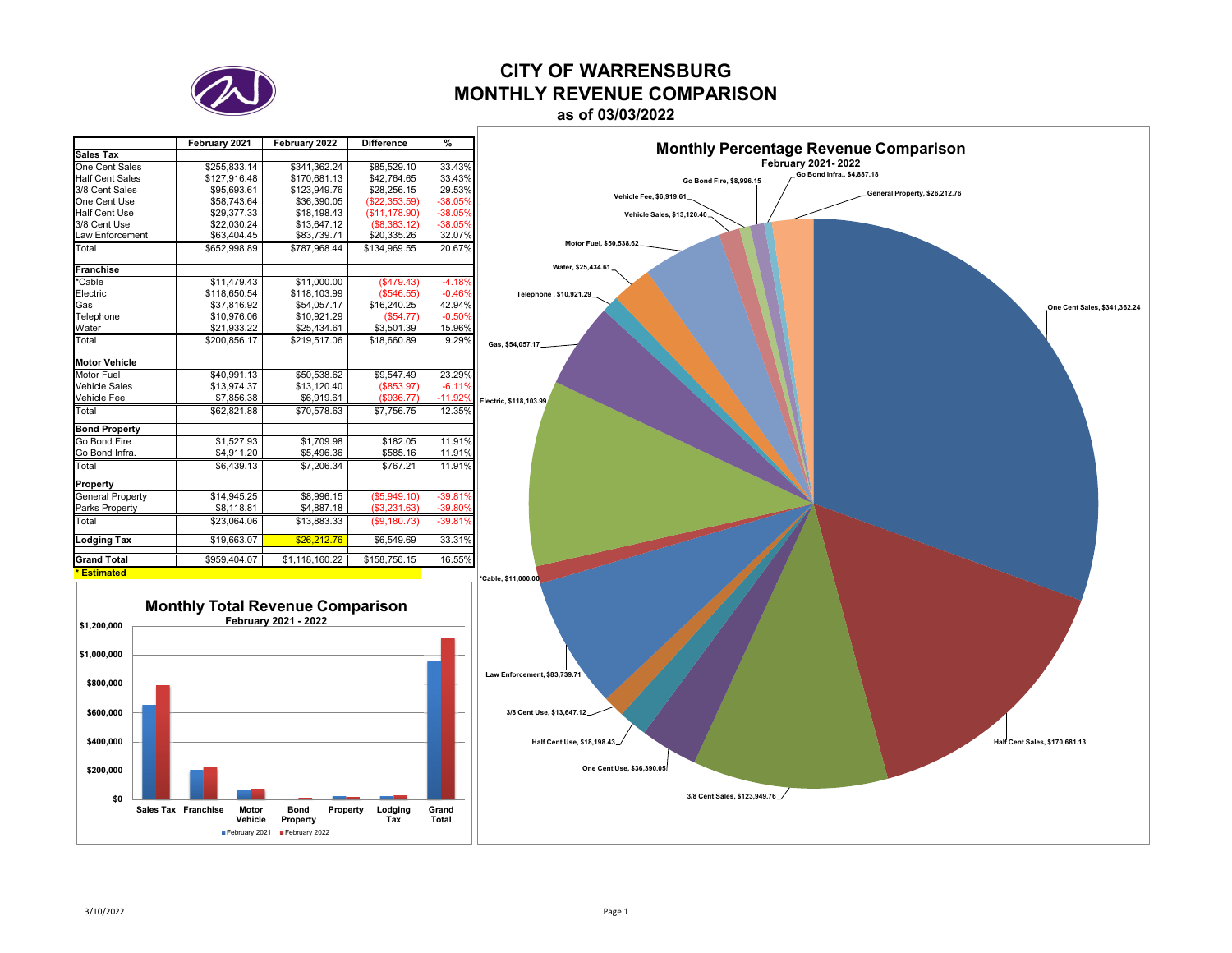# CITY OF WARRENSBURG
## MONTHLY REVENUE COMPARISON
### as of 03/03/2022

| | February 2021 | February 2022 | Difference | % |
|---|---|---|---|---|
| **Sales Tax** | | | | |
| One Cent Sales | $255,833.14 | $341,362.24 | $85,529.10 | 33.43% |
| Half Cent Sales | $127,916.48 | $170,681.13 | $42,764.65 | 33.43% |
| 3/8 Cent Sales | $95,693.61 | $123,949.76 | $28,256.15 | 29.53% |
| One Cent Use | $58,743.64 | $36,390.05 | ($22,353.59) | -38.05% |
| Half Cent Use | $29,377.33 | $18,198.43 | ($11,178.90) | -38.05% |
| 3/8 Cent Use | $22,030.24 | $13,647.12 | ($8,383.12) | -38.05% |
| Law Enforcement | $63,404.45 | $83,739.71 | $20,335.26 | 32.07% |
| Total | $652,998.89 | $787,968.44 | $134,969.55 | 20.67% |
| **Franchise** | | | | |
| *Cable | $11,479.43 | $11,000.00 | ($479.43) | -4.18% |
| Electric | $118,650.54 | $118,103.99 | ($546.55) | -0.46% |
| Gas | $37,816.92 | $54,057.17 | $16,240.25 | 42.94% |
| Telephone | $10,976.06 | $10,921.29 | ($54.77) | -0.50% |
| Water | $21,933.22 | $25,434.61 | $3,501.39 | 15.96% |
| Total | $200,856.17 | $219,517.06 | $18,660.89 | 9.29% |
| **Motor Vehicle** | | | | |
| Motor Fuel | $40,991.13 | $50,538.62 | $9,547.49 | 23.29% |
| Vehicle Sales | $13,974.37 | $13,120.40 | ($853.97) | -6.11% |
| Vehicle Fee | $7,856.38 | $6,919.61 | ($936.77) | -11.92% |
| Total | $62,821.88 | $70,578.63 | $7,756.75 | 12.35% |
| **Bond Property** | | | | |
| Go Bond Fire | $1,527.93 | $1,709.98 | $182.05 | 11.91% |
| Go Bond Infra. | $4,911.20 | $5,496.36 | $585.16 | 11.91% |
| Total | $6,439.13 | $7,206.34 | $767.21 | 11.91% |
| **Property** | | | | |
| General Property | $14,945.25 | $8,996.15 | ($5,949.10) | -39.81% |
| Parks Property | $8,118.81 | $4,887.18 | ($3,231.63) | -39.80% |
| Total | $23,064.06 | $13,883.33 | ($9,180.73) | -39.81% |
| **Lodging Tax** | $19,663.07 | $26,212.76 | $6,549.69 | 33.31% |
| **Grand Total** | $959,404.07 | $1,118,160.22 | $158,756.15 | 16.55% |

**\* Estimated**

### Monthly Total Revenue Comparison
February 2021 - 2022

(Bar chart: Sales Tax, Franchise, Motor Vehicle, Bond Property, Property, Lodging Tax, Grand Total; February 2021 vs February 2022)

### Monthly Percentage Revenue Comparison
February 2021- 2022

(Pie chart labels: One Cent Sales, $341,362.24; Half Cent Sales, $170,681.13; 3/8 Cent Sales, $123,949.76; One Cent Use, $36,390.05; Half Cent Use, $18,198.43; 3/8 Cent Use, $13,647.12; Law Enforcement, $83,739.71; *Cable, $11,000.00; Electric, $118,103.99; Gas, $54,057.17; Telephone, $10,921.29; Water, $25,434.61; Motor Fuel, $50,538.62; Vehicle Sales, $13,120.40; Vehicle Fee, $6,919.61; Go Bond Fire, $8,996.15; Go Bond Infra., $4,887.18; General Property, $26,212.76)

3/10/2022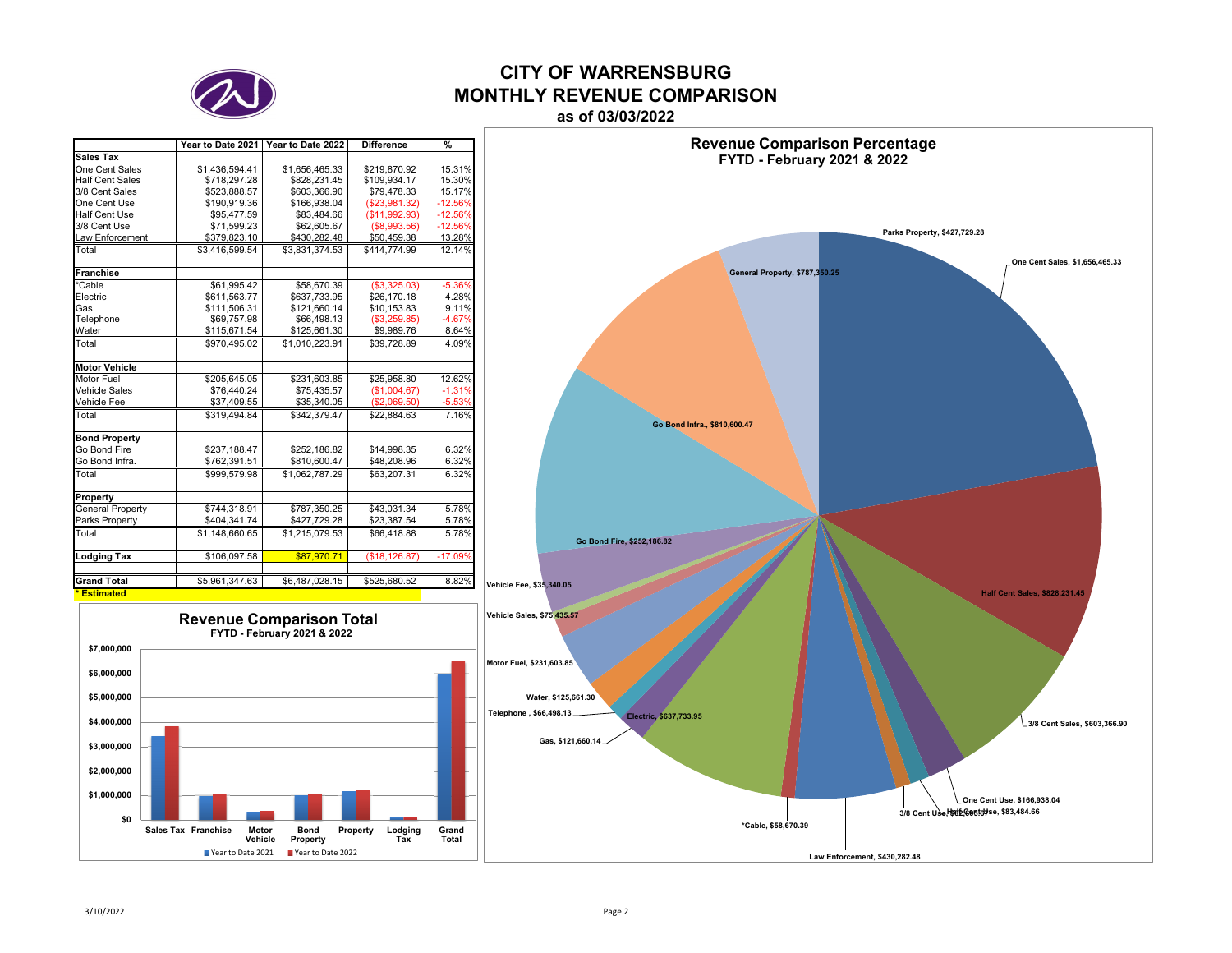# CITY OF WARRENSBURG
# MONTHLY REVENUE COMPARISON
### as of 03/03/2022

| | Year to Date 2021 | Year to Date 2022 | Difference | % |
|---|---|---|---|---|
| **Sales Tax** | | | | |
| One Cent Sales | $1,436,594.41 | $1,656,465.33 | $219,870.92 | 15.31% |
| Half Cent Sales | $718,297.28 | $828,231.45 | $109,934.17 | 15.30% |
| 3/8 Cent Sales | $523,888.57 | $603,366.90 | $79,478.33 | 15.17% |
| One Cent Use | $190,919.36 | $166,938.04 | ($23,981.32) | -12.56% |
| Half Cent Use | $95,477.59 | $83,484.66 | ($11,992.93) | -12.56% |
| 3/8 Cent Use | $71,599.23 | $62,605.67 | ($8,993.56) | -12.56% |
| Law Enforcement | $379,823.10 | $430,282.48 | $50,459.38 | 13.28% |
| Total | $3,416,599.54 | $3,831,374.53 | $414,774.99 | 12.14% |
| **Franchise** | | | | |
| *Cable | $61,995.42 | $58,670.39 | ($3,325.03) | -5.36% |
| Electric | $611,563.77 | $637,733.95 | $26,170.18 | 4.28% |
| Gas | $111,506.31 | $121,660.14 | $10,153.83 | 9.11% |
| Telephone | $69,757.98 | $66,498.13 | ($3,259.85) | -4.67% |
| Water | $115,671.54 | $125,661.30 | $9,989.76 | 8.64% |
| Total | $970,495.02 | $1,010,223.91 | $39,728.89 | 4.09% |
| **Motor Vehicle** | | | | |
| Motor Fuel | $205,645.05 | $231,603.85 | $25,958.80 | 12.62% |
| Vehicle Sales | $76,440.24 | $75,435.57 | ($1,004.67) | -1.31% |
| Vehicle Fee | $37,409.55 | $35,340.05 | ($2,069.50) | -5.53% |
| Total | $319,494.84 | $342,379.47 | $22,884.63 | 7.16% |
| **Bond Property** | | | | |
| Go Bond Fire | $237,188.47 | $252,186.82 | $14,998.35 | 6.32% |
| Go Bond Infra. | $762,391.51 | $810,600.47 | $48,208.96 | 6.32% |
| Total | $999,579.98 | $1,062,787.29 | $63,207.31 | 6.32% |
| **Property** | | | | |
| General Property | $744,318.91 | $787,350.25 | $43,031.34 | 5.78% |
| Parks Property | $404,341.74 | $427,729.28 | $23,387.54 | 5.78% |
| Total | $1,148,660.65 | $1,215,079.53 | $66,418.88 | 5.78% |
| **Lodging Tax** | $106,097.58 | $87,970.71 | ($18,126.87) | -17.09% |
| **Grand Total** | $5,961,347.63 | $6,487,028.15 | $525,680.52 | 8.82% |

**\* Estimated**

## Revenue Comparison Total
### FYTD - February 2021 & 2022

| | Year to Date 2021 | Year to Date 2022 |
|---|---|---|
| Sales Tax | $3,416,599.54 | $3,831,374.53 |
| Franchise | $970,495.02 | $1,010,223.91 |
| Motor Vehicle | $319,494.84 | $342,379.47 |
| Bond Property | $999,579.98 | $1,062,787.29 |
| Property | $1,148,660.65 | $1,215,079.53 |
| Lodging Tax | $106,097.58 | $87,970.71 |
| Grand Total | $5,961,347.63 | $6,487,028.15 |

## Revenue Comparison Percentage
### FYTD - February 2021 & 2022

- One Cent Sales, $1,656,465.33
- Half Cent Sales, $828,231.45
- 3/8 Cent Sales, $603,366.90
- One Cent Use, $166,938.04
- Half Cent Use, $83,484.66
- 3/8 Cent Use, $62,605.67
- Law Enforcement, $430,282.48
- *Cable, $58,670.39
- Electric, $637,733.95
- Gas, $121,660.14
- Telephone, $66,498.13
- Water, $125,661.30
- Motor Fuel, $231,603.85
- Vehicle Sales, $75,435.57
- Vehicle Fee, $35,340.05
- Go Bond Fire, $252,186.82
- Go Bond Infra., $810,600.47
- General Property, $787,350.25
- Parks Property, $427,729.28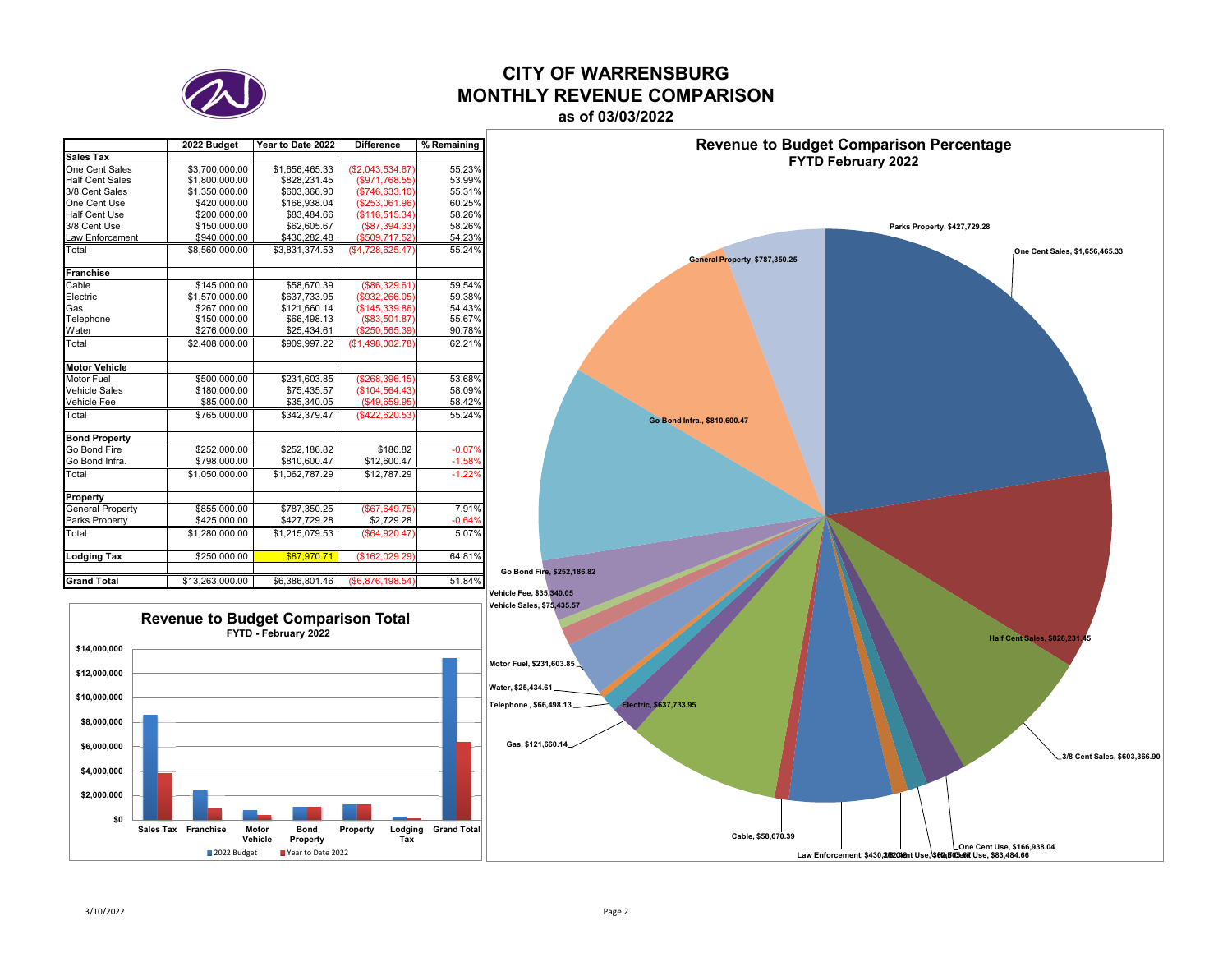# CITY OF WARRENSBURG
# MONTHLY REVENUE COMPARISON
### as of 03/03/2022

| | 2022 Budget | Year to Date 2022 | Difference | % Remaining |
|---|---|---|---|---|
| **Sales Tax** | | | | |
| One Cent Sales | $3,700,000.00 | $1,656,465.33 | ($2,043,534.67) | 55.23% |
| Half Cent Sales | $1,800,000.00 | $828,231.45 | ($971,768.55) | 53.99% |
| 3/8 Cent Sales | $1,350,000.00 | $603,366.90 | ($746,633.10) | 55.31% |
| One Cent Use | $420,000.00 | $166,938.04 | ($253,061.96) | 60.25% |
| Half Cent Use | $200,000.00 | $83,484.66 | ($116,515.34) | 58.26% |
| 3/8 Cent Use | $150,000.00 | $62,605.67 | ($87,394.33) | 58.26% |
| Law Enforcement | $940,000.00 | $430,282.48 | ($509,717.52) | 54.23% |
| Total | $8,560,000.00 | $3,831,374.53 | ($4,728,625.47) | 55.24% |
| **Franchise** | | | | |
| Cable | $145,000.00 | $58,670.39 | ($86,329.61) | 59.54% |
| Electric | $1,570,000.00 | $637,733.95 | ($932,266.05) | 59.38% |
| Gas | $267,000.00 | $121,660.14 | ($145,339.86) | 54.43% |
| Telephone | $150,000.00 | $66,498.13 | ($83,501.87) | 55.67% |
| Water | $276,000.00 | $25,434.61 | ($250,565.39) | 90.78% |
| Total | $2,408,000.00 | $909,997.22 | ($1,498,002.78) | 62.21% |
| **Motor Vehicle** | | | | |
| Motor Fuel | $500,000.00 | $231,603.85 | ($268,396.15) | 53.68% |
| Vehicle Sales | $180,000.00 | $75,435.57 | ($104,564.43) | 58.09% |
| Vehicle Fee | $85,000.00 | $35,340.05 | ($49,659.95) | 58.42% |
| Total | $765,000.00 | $342,379.47 | ($422,620.53) | 55.24% |
| **Bond Property** | | | | |
| Go Bond Fire | $252,000.00 | $252,186.82 | $186.82 | -0.07% |
| Go Bond Infra. | $798,000.00 | $810,600.47 | $12,600.47 | -1.58% |
| Total | $1,050,000.00 | $1,062,787.29 | $12,787.29 | -1.22% |
| **Property** | | | | |
| General Property | $855,000.00 | $787,350.25 | ($67,649.75) | 7.91% |
| Parks Property | $425,000.00 | $427,729.28 | $2,729.28 | -0.64% |
| Total | $1,280,000.00 | $1,215,079.53 | ($64,920.47) | 5.07% |
| **Lodging Tax** | $250,000.00 | $87,970.71 | ($162,029.29) | 64.81% |
| **Grand Total** | $13,263,000.00 | $6,386,801.46 | ($6,876,198.54) | 51.84% |

**Revenue to Budget Comparison Total**
FYTD - February 2022

**Revenue to Budget Comparison Percentage**
FYTD February 2022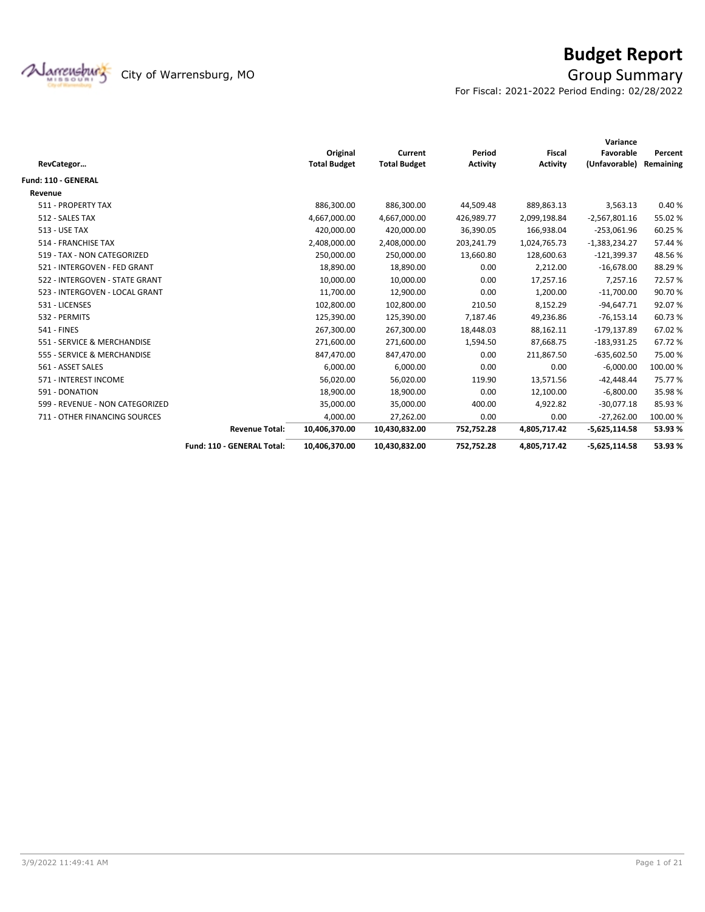# Budget Report

City of Warrensburg, MO

## Group Summary

For Fiscal: 2021-2022 Period Ending: 02/28/2022

| RevCategor… | Original Total Budget | Current Total Budget | Period Activity | Fiscal Activity | Variance Favorable (Unfavorable) | Percent Remaining |
|---|---|---|---|---|---|---|
| **Fund: 110 - GENERAL** | | | | | | |
| **Revenue** | | | | | | |
| 511 - PROPERTY TAX | 886,300.00 | 886,300.00 | 44,509.48 | 889,863.13 | 3,563.13 | 0.40 % |
| 512 - SALES TAX | 4,667,000.00 | 4,667,000.00 | 426,989.77 | 2,099,198.84 | -2,567,801.16 | 55.02 % |
| 513 - USE TAX | 420,000.00 | 420,000.00 | 36,390.05 | 166,938.04 | -253,061.96 | 60.25 % |
| 514 - FRANCHISE TAX | 2,408,000.00 | 2,408,000.00 | 203,241.79 | 1,024,765.73 | -1,383,234.27 | 57.44 % |
| 519 - TAX - NON CATEGORIZED | 250,000.00 | 250,000.00 | 13,660.80 | 128,600.63 | -121,399.37 | 48.56 % |
| 521 - INTERGOVEN - FED GRANT | 18,890.00 | 18,890.00 | 0.00 | 2,212.00 | -16,678.00 | 88.29 % |
| 522 - INTERGOVEN - STATE GRANT | 10,000.00 | 10,000.00 | 0.00 | 17,257.16 | 7,257.16 | 72.57 % |
| 523 - INTERGOVEN - LOCAL GRANT | 11,700.00 | 12,900.00 | 0.00 | 1,200.00 | -11,700.00 | 90.70 % |
| 531 - LICENSES | 102,800.00 | 102,800.00 | 210.50 | 8,152.29 | -94,647.71 | 92.07 % |
| 532 - PERMITS | 125,390.00 | 125,390.00 | 7,187.46 | 49,236.86 | -76,153.14 | 60.73 % |
| 541 - FINES | 267,300.00 | 267,300.00 | 18,448.03 | 88,162.11 | -179,137.89 | 67.02 % |
| 551 - SERVICE & MERCHANDISE | 271,600.00 | 271,600.00 | 1,594.50 | 87,668.75 | -183,931.25 | 67.72 % |
| 555 - SERVICE & MERCHANDISE | 847,470.00 | 847,470.00 | 0.00 | 211,867.50 | -635,602.50 | 75.00 % |
| 561 - ASSET SALES | 6,000.00 | 6,000.00 | 0.00 | 0.00 | -6,000.00 | 100.00 % |
| 571 - INTEREST INCOME | 56,020.00 | 56,020.00 | 119.90 | 13,571.56 | -42,448.44 | 75.77 % |
| 591 - DONATION | 18,900.00 | 18,900.00 | 0.00 | 12,100.00 | -6,800.00 | 35.98 % |
| 599 - REVENUE - NON CATEGORIZED | 35,000.00 | 35,000.00 | 400.00 | 4,922.82 | -30,077.18 | 85.93 % |
| 711 - OTHER FINANCING SOURCES | 4,000.00 | 27,262.00 | 0.00 | 0.00 | -27,262.00 | 100.00 % |
| **Revenue Total:** | **10,406,370.00** | **10,430,832.00** | **752,752.28** | **4,805,717.42** | **-5,625,114.58** | **53.93 %** |
| **Fund: 110 - GENERAL Total:** | **10,406,370.00** | **10,430,832.00** | **752,752.28** | **4,805,717.42** | **-5,625,114.58** | **53.93 %** |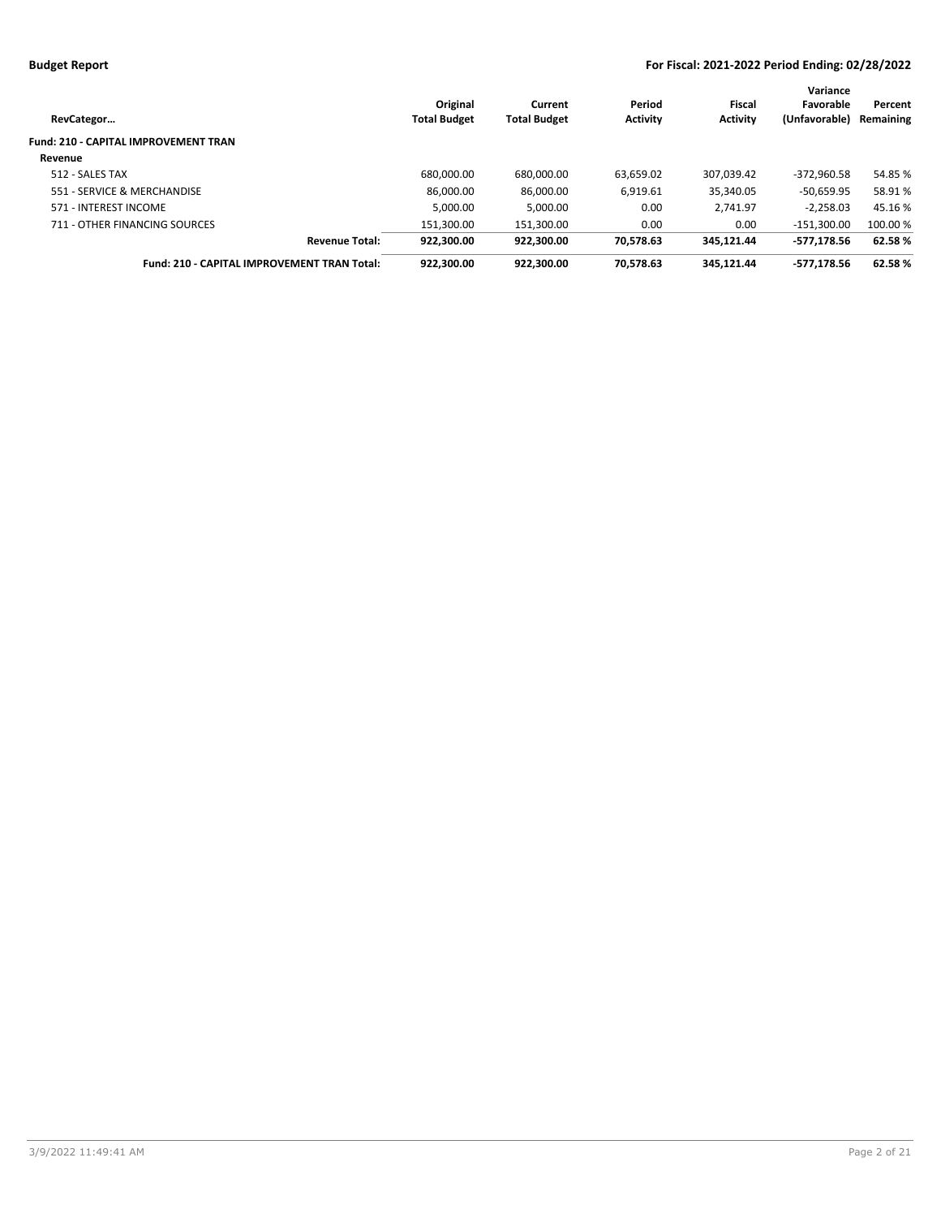**Budget Report**

**For Fiscal: 2021-2022 Period Ending: 02/28/2022**

| RevCategor… | Original Total Budget | Current Total Budget | Period Activity | Fiscal Activity | Variance Favorable (Unfavorable) | Percent Remaining |
|---|---|---|---|---|---|---|
| **Fund: 210 - CAPITAL IMPROVEMENT TRAN** | | | | | | |
| **Revenue** | | | | | | |
| 512 - SALES TAX | 680,000.00 | 680,000.00 | 63,659.02 | 307,039.42 | -372,960.58 | 54.85 % |
| 551 - SERVICE & MERCHANDISE | 86,000.00 | 86,000.00 | 6,919.61 | 35,340.05 | -50,659.95 | 58.91 % |
| 571 - INTEREST INCOME | 5,000.00 | 5,000.00 | 0.00 | 2,741.97 | -2,258.03 | 45.16 % |
| 711 - OTHER FINANCING SOURCES | 151,300.00 | 151,300.00 | 0.00 | 0.00 | -151,300.00 | 100.00 % |
| **Revenue Total:** | **922,300.00** | **922,300.00** | **70,578.63** | **345,121.44** | **-577,178.56** | **62.58 %** |
| **Fund: 210 - CAPITAL IMPROVEMENT TRAN Total:** | **922,300.00** | **922,300.00** | **70,578.63** | **345,121.44** | **-577,178.56** | **62.58 %** |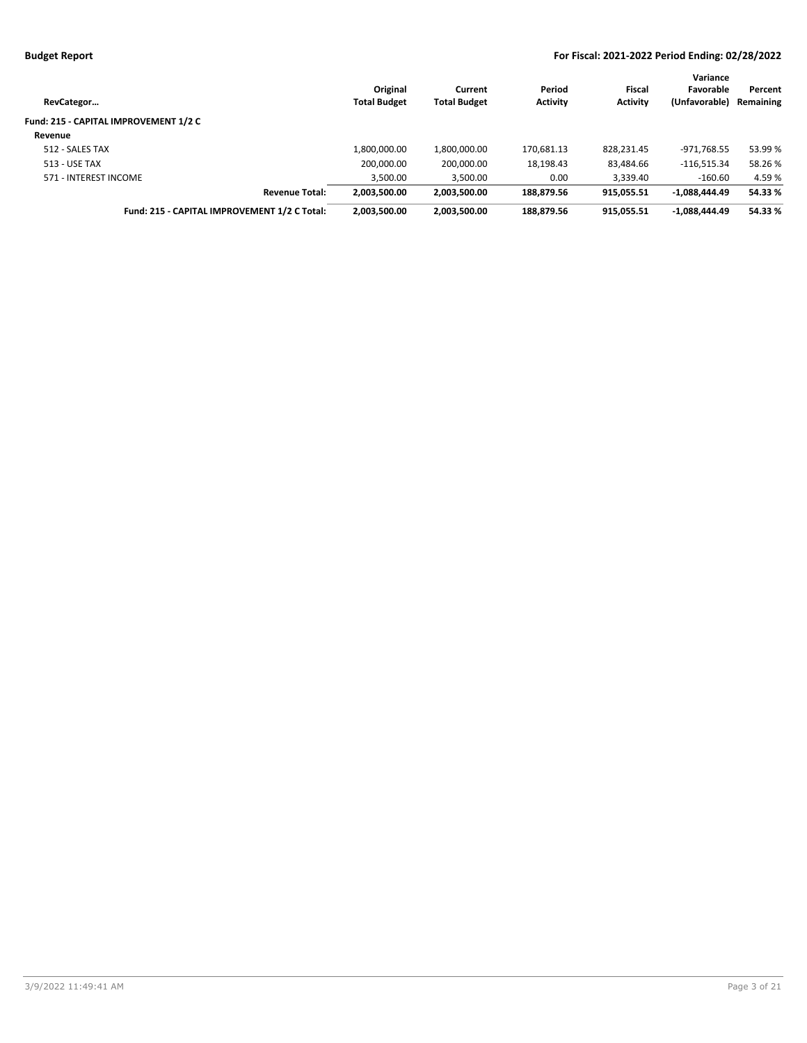| RevCategor… | Original Total Budget | Current Total Budget | Period Activity | Fiscal Activity | Variance Favorable (Unfavorable) | Percent Remaining |
|---|---|---|---|---|---|---|
| **Fund: 215 - CAPITAL IMPROVEMENT 1/2 C** | | | | | | |
| **Revenue** | | | | | | |
| 512 - SALES TAX | 1,800,000.00 | 1,800,000.00 | 170,681.13 | 828,231.45 | -971,768.55 | 53.99 % |
| 513 - USE TAX | 200,000.00 | 200,000.00 | 18,198.43 | 83,484.66 | -116,515.34 | 58.26 % |
| 571 - INTEREST INCOME | 3,500.00 | 3,500.00 | 0.00 | 3,339.40 | -160.60 | 4.59 % |
| **Revenue Total:** | **2,003,500.00** | **2,003,500.00** | **188,879.56** | **915,055.51** | **-1,088,444.49** | **54.33 %** |
| **Fund: 215 - CAPITAL IMPROVEMENT 1/2 C Total:** | **2,003,500.00** | **2,003,500.00** | **188,879.56** | **915,055.51** | **-1,088,444.49** | **54.33 %** |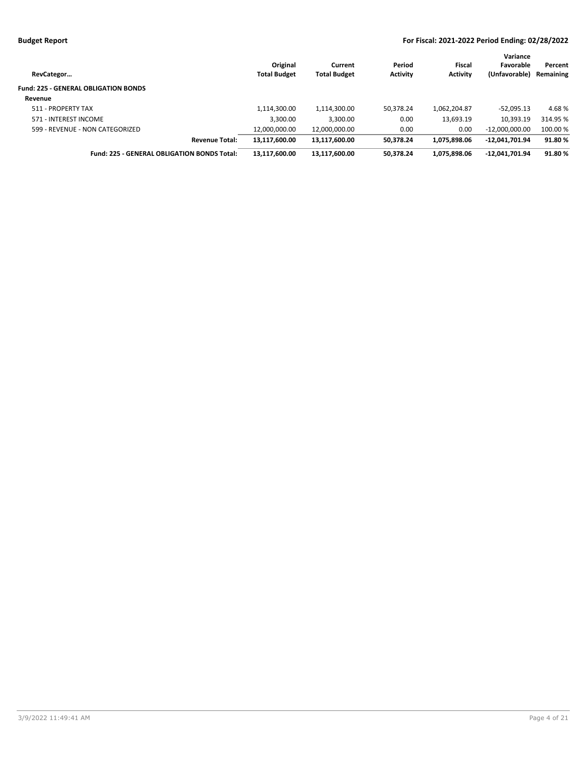| RevCategor… | Original Total Budget | Current Total Budget | Period Activity | Fiscal Activity | Variance Favorable (Unfavorable) | Percent Remaining |
|---|---|---|---|---|---|---|
| **Fund: 225 - GENERAL OBLIGATION BONDS** | | | | | | |
| **Revenue** | | | | | | |
| 511 - PROPERTY TAX | 1,114,300.00 | 1,114,300.00 | 50,378.24 | 1,062,204.87 | -52,095.13 | 4.68 % |
| 571 - INTEREST INCOME | 3,300.00 | 3,300.00 | 0.00 | 13,693.19 | 10,393.19 | 314.95 % |
| 599 - REVENUE - NON CATEGORIZED | 12,000,000.00 | 12,000,000.00 | 0.00 | 0.00 | -12,000,000.00 | 100.00 % |
| **Revenue Total:** | **13,117,600.00** | **13,117,600.00** | **50,378.24** | **1,075,898.06** | **-12,041,701.94** | **91.80 %** |
| **Fund: 225 - GENERAL OBLIGATION BONDS Total:** | **13,117,600.00** | **13,117,600.00** | **50,378.24** | **1,075,898.06** | **-12,041,701.94** | **91.80 %** |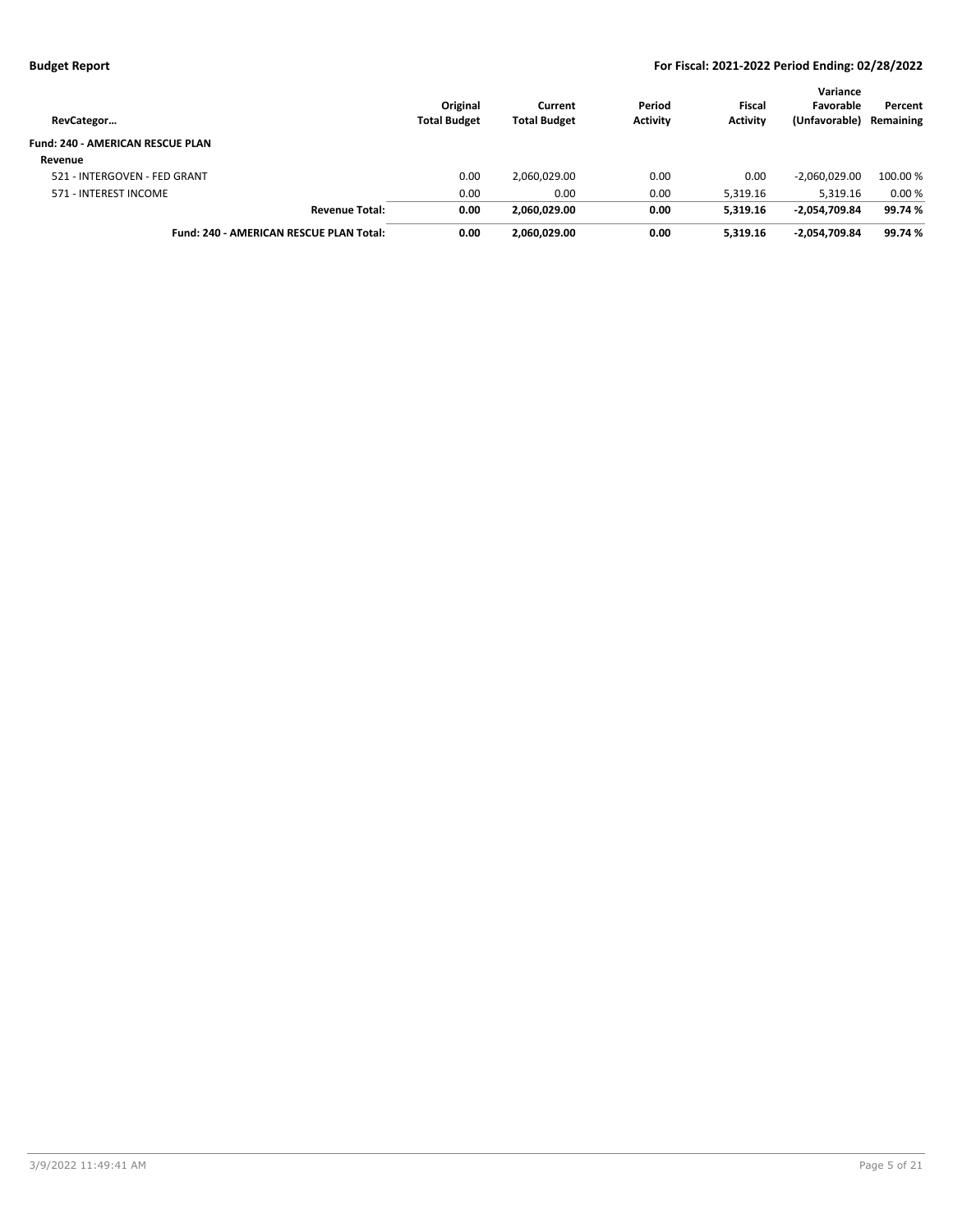| RevCategor… | Original Total Budget | Current Total Budget | Period Activity | Fiscal Activity | Variance Favorable (Unfavorable) | Percent Remaining |
|---|---|---|---|---|---|---|
| **Fund: 240 - AMERICAN RESCUE PLAN** | | | | | | |
| **Revenue** | | | | | | |
| 521 - INTERGOVEN - FED GRANT | 0.00 | 2,060,029.00 | 0.00 | 0.00 | -2,060,029.00 | 100.00 % |
| 571 - INTEREST INCOME | 0.00 | 0.00 | 0.00 | 5,319.16 | 5,319.16 | 0.00 % |
| **Revenue Total:** | **0.00** | **2,060,029.00** | **0.00** | **5,319.16** | **-2,054,709.84** | **99.74 %** |
| **Fund: 240 - AMERICAN RESCUE PLAN Total:** | **0.00** | **2,060,029.00** | **0.00** | **5,319.16** | **-2,054,709.84** | **99.74 %** |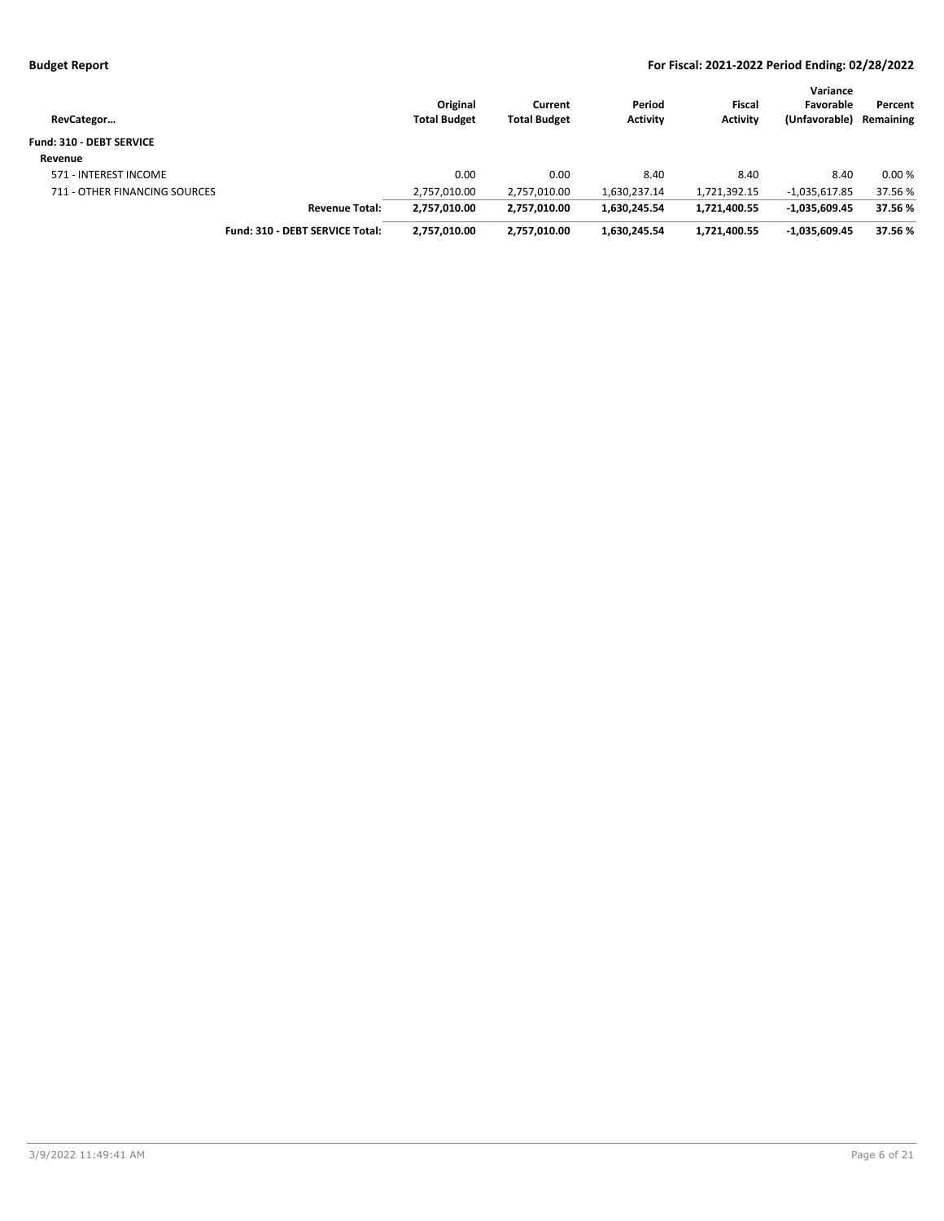**Budget Report** | **For Fiscal: 2021-2022 Period Ending: 02/28/2022**

| RevCategor… | Original Total Budget | Current Total Budget | Period Activity | Fiscal Activity | Variance Favorable (Unfavorable) | Percent Remaining |
|---|---|---|---|---|---|---|
| **Fund: 310 - DEBT SERVICE** | | | | | | |
| **Revenue** | | | | | | |
| 571 - INTEREST INCOME | 0.00 | 0.00 | 8.40 | 8.40 | 8.40 | 0.00 % |
| 711 - OTHER FINANCING SOURCES | 2,757,010.00 | 2,757,010.00 | 1,630,237.14 | 1,721,392.15 | -1,035,617.85 | 37.56 % |
| **Revenue Total:** | **2,757,010.00** | **2,757,010.00** | **1,630,245.54** | **1,721,400.55** | **-1,035,609.45** | **37.56 %** |
| **Fund: 310 - DEBT SERVICE Total:** | **2,757,010.00** | **2,757,010.00** | **1,630,245.54** | **1,721,400.55** | **-1,035,609.45** | **37.56 %** |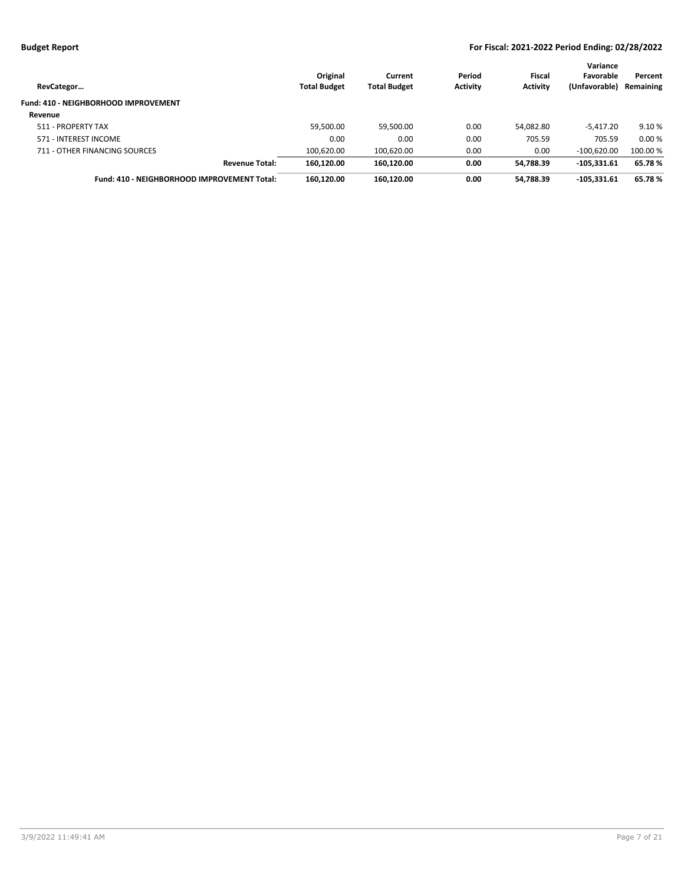**Budget Report** — **For Fiscal: 2021-2022 Period Ending: 02/28/2022**

| RevCategor… | Original Total Budget | Current Total Budget | Period Activity | Fiscal Activity | Variance Favorable (Unfavorable) | Percent Remaining |
|---|---|---|---|---|---|---|
| **Fund: 410 - NEIGHBORHOOD IMPROVEMENT** | | | | | | |
| **Revenue** | | | | | | |
| 511 - PROPERTY TAX | 59,500.00 | 59,500.00 | 0.00 | 54,082.80 | -5,417.20 | 9.10 % |
| 571 - INTEREST INCOME | 0.00 | 0.00 | 0.00 | 705.59 | 705.59 | 0.00 % |
| 711 - OTHER FINANCING SOURCES | 100,620.00 | 100,620.00 | 0.00 | 0.00 | -100,620.00 | 100.00 % |
| **Revenue Total:** | **160,120.00** | **160,120.00** | **0.00** | **54,788.39** | **-105,331.61** | **65.78 %** |
| **Fund: 410 - NEIGHBORHOOD IMPROVEMENT Total:** | **160,120.00** | **160,120.00** | **0.00** | **54,788.39** | **-105,331.61** | **65.78 %** |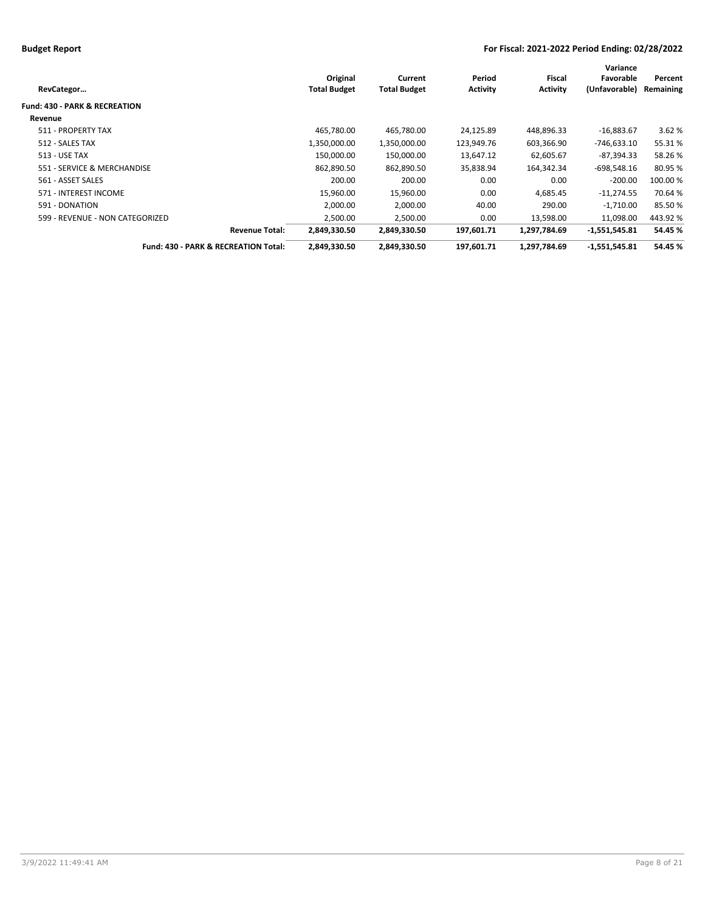| RevCategor… | Original Total Budget | Current Total Budget | Period Activity | Fiscal Activity | Variance Favorable (Unfavorable) | Percent Remaining |
|---|---|---|---|---|---|---|
| **Fund: 430 - PARK & RECREATION** | | | | | | |
| **Revenue** | | | | | | |
| 511 - PROPERTY TAX | 465,780.00 | 465,780.00 | 24,125.89 | 448,896.33 | -16,883.67 | 3.62 % |
| 512 - SALES TAX | 1,350,000.00 | 1,350,000.00 | 123,949.76 | 603,366.90 | -746,633.10 | 55.31 % |
| 513 - USE TAX | 150,000.00 | 150,000.00 | 13,647.12 | 62,605.67 | -87,394.33 | 58.26 % |
| 551 - SERVICE & MERCHANDISE | 862,890.50 | 862,890.50 | 35,838.94 | 164,342.34 | -698,548.16 | 80.95 % |
| 561 - ASSET SALES | 200.00 | 200.00 | 0.00 | 0.00 | -200.00 | 100.00 % |
| 571 - INTEREST INCOME | 15,960.00 | 15,960.00 | 0.00 | 4,685.45 | -11,274.55 | 70.64 % |
| 591 - DONATION | 2,000.00 | 2,000.00 | 40.00 | 290.00 | -1,710.00 | 85.50 % |
| 599 - REVENUE - NON CATEGORIZED | 2,500.00 | 2,500.00 | 0.00 | 13,598.00 | 11,098.00 | 443.92 % |
| **Revenue Total:** | **2,849,330.50** | **2,849,330.50** | **197,601.71** | **1,297,784.69** | **-1,551,545.81** | **54.45 %** |
| **Fund: 430 - PARK & RECREATION Total:** | **2,849,330.50** | **2,849,330.50** | **197,601.71** | **1,297,784.69** | **-1,551,545.81** | **54.45 %** |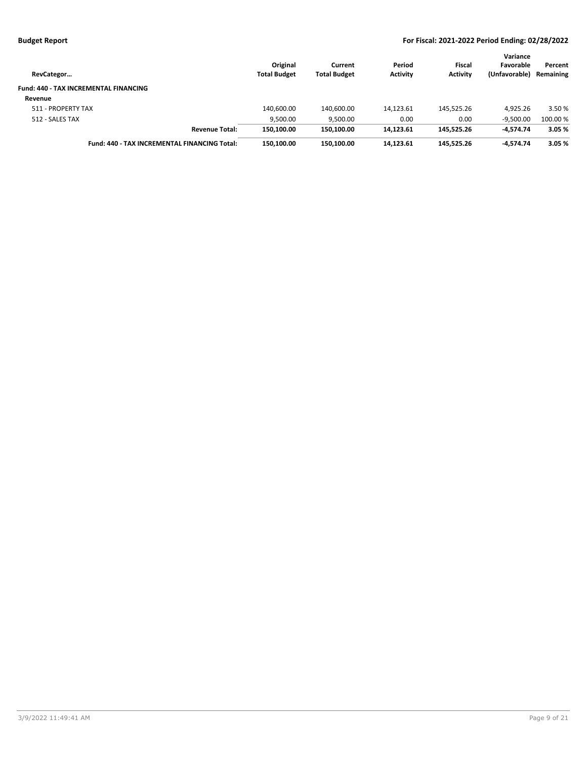| RevCategor… | Original Total Budget | Current Total Budget | Period Activity | Fiscal Activity | Variance Favorable (Unfavorable) | Percent Remaining |
|---|---|---|---|---|---|---|
| **Fund: 440 - TAX INCREMENTAL FINANCING** | | | | | | |
| **Revenue** | | | | | | |
| 511 - PROPERTY TAX | 140,600.00 | 140,600.00 | 14,123.61 | 145,525.26 | 4,925.26 | 3.50 % |
| 512 - SALES TAX | 9,500.00 | 9,500.00 | 0.00 | 0.00 | -9,500.00 | 100.00 % |
| **Revenue Total:** | **150,100.00** | **150,100.00** | **14,123.61** | **145,525.26** | **-4,574.74** | **3.05 %** |
| **Fund: 440 - TAX INCREMENTAL FINANCING Total:** | **150,100.00** | **150,100.00** | **14,123.61** | **145,525.26** | **-4,574.74** | **3.05 %** |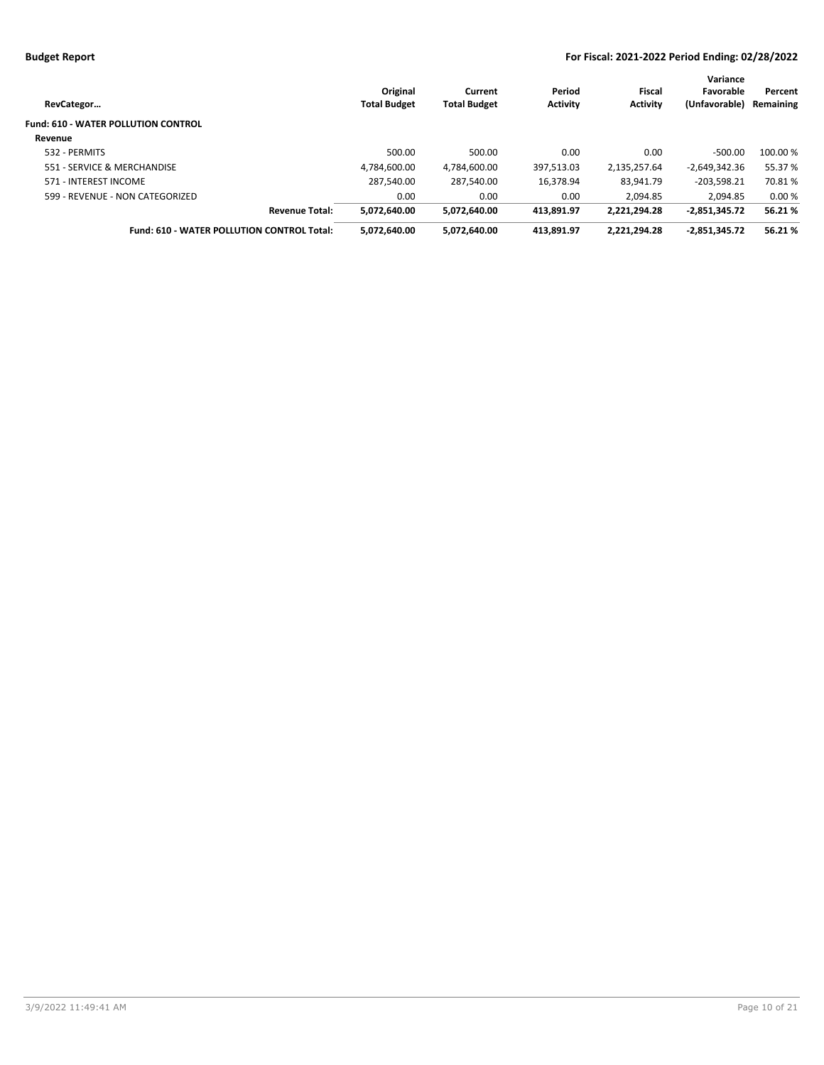| RevCategor… | Original Total Budget | Current Total Budget | Period Activity | Fiscal Activity | Variance Favorable (Unfavorable) | Percent Remaining |
|---|---|---|---|---|---|---|
| **Fund: 610 - WATER POLLUTION CONTROL** | | | | | | |
| **Revenue** | | | | | | |
| 532 - PERMITS | 500.00 | 500.00 | 0.00 | 0.00 | -500.00 | 100.00 % |
| 551 - SERVICE & MERCHANDISE | 4,784,600.00 | 4,784,600.00 | 397,513.03 | 2,135,257.64 | -2,649,342.36 | 55.37 % |
| 571 - INTEREST INCOME | 287,540.00 | 287,540.00 | 16,378.94 | 83,941.79 | -203,598.21 | 70.81 % |
| 599 - REVENUE - NON CATEGORIZED | 0.00 | 0.00 | 0.00 | 2,094.85 | 2,094.85 | 0.00 % |
| **Revenue Total:** | **5,072,640.00** | **5,072,640.00** | **413,891.97** | **2,221,294.28** | **-2,851,345.72** | **56.21 %** |
| **Fund: 610 - WATER POLLUTION CONTROL Total:** | **5,072,640.00** | **5,072,640.00** | **413,891.97** | **2,221,294.28** | **-2,851,345.72** | **56.21 %** |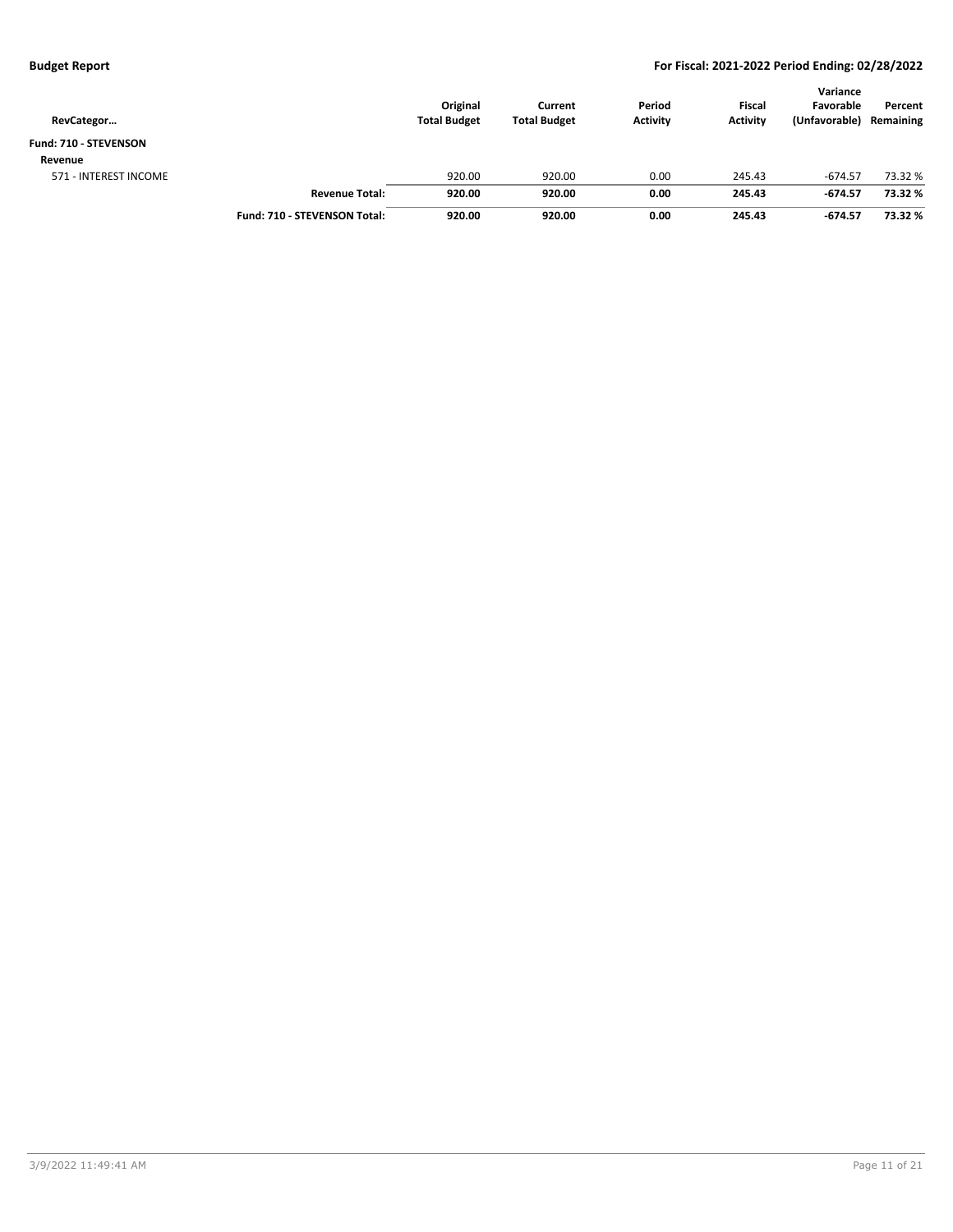| RevCategor… | | Original Total Budget | Current Total Budget | Period Activity | Fiscal Activity | Variance Favorable (Unfavorable) | Percent Remaining |
|---|---|---|---|---|---|---|---|
| **Fund: 710 - STEVENSON** | | | | | | | |
| **Revenue** | | | | | | | |
| 571 - INTEREST INCOME | | 920.00 | 920.00 | 0.00 | 245.43 | -674.57 | 73.32 % |
| | **Revenue Total:** | **920.00** | **920.00** | **0.00** | **245.43** | **-674.57** | **73.32 %** |
| | **Fund: 710 - STEVENSON Total:** | **920.00** | **920.00** | **0.00** | **245.43** | **-674.57** | **73.32 %** |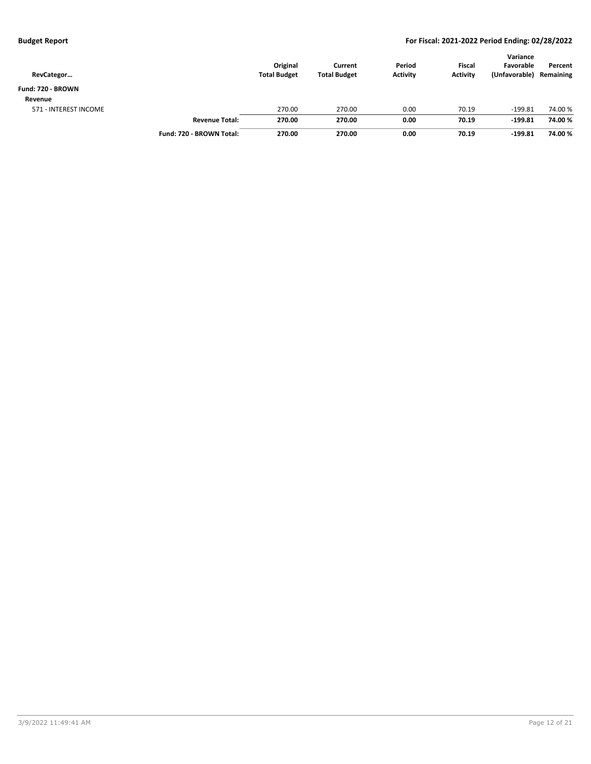| RevCategor… | | Original Total Budget | Current Total Budget | Period Activity | Fiscal Activity | Variance Favorable (Unfavorable) | Percent Remaining |
|---|---|---|---|---|---|---|---|
| **Fund: 720 - BROWN** | | | | | | | |
| **Revenue** | | | | | | | |
| 571 - INTEREST INCOME | | 270.00 | 270.00 | 0.00 | 70.19 | -199.81 | 74.00 % |
| | **Revenue Total:** | **270.00** | **270.00** | **0.00** | **70.19** | **-199.81** | **74.00 %** |
| | **Fund: 720 - BROWN Total:** | **270.00** | **270.00** | **0.00** | **70.19** | **-199.81** | **74.00 %** |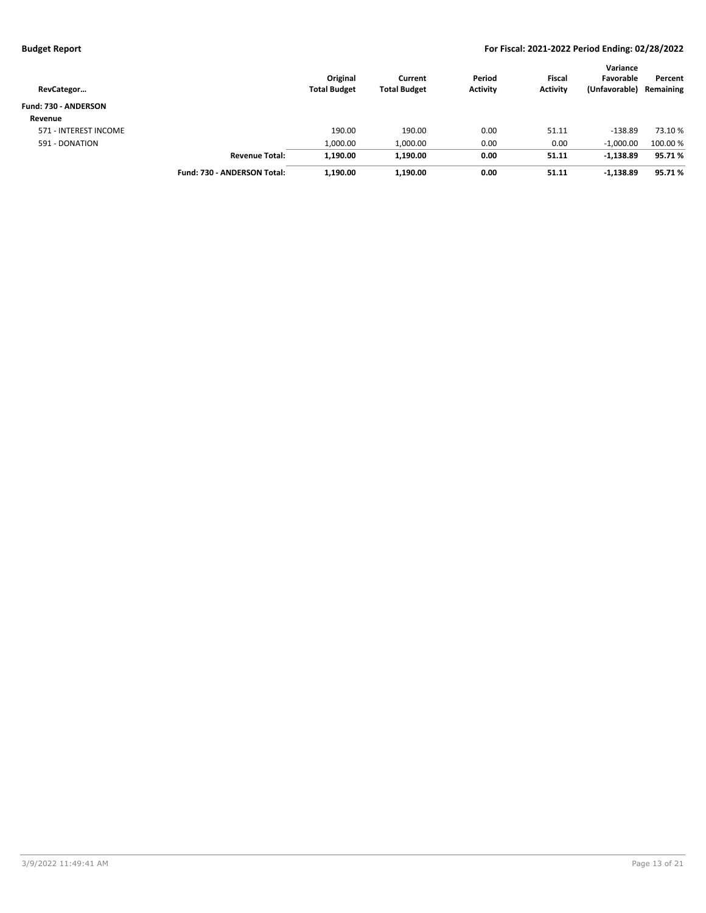| RevCategor… | | Original Total Budget | Current Total Budget | Period Activity | Fiscal Activity | Variance Favorable (Unfavorable) | Percent Remaining |
|---|---|---|---|---|---|---|---|
| **Fund: 730 - ANDERSON** | | | | | | | |
| **Revenue** | | | | | | | |
| 571 - INTEREST INCOME | | 190.00 | 190.00 | 0.00 | 51.11 | -138.89 | 73.10 % |
| 591 - DONATION | | 1,000.00 | 1,000.00 | 0.00 | 0.00 | -1,000.00 | 100.00 % |
| | **Revenue Total:** | **1,190.00** | **1,190.00** | **0.00** | **51.11** | **-1,138.89** | **95.71 %** |
| | **Fund: 730 - ANDERSON Total:** | **1,190.00** | **1,190.00** | **0.00** | **51.11** | **-1,138.89** | **95.71 %** |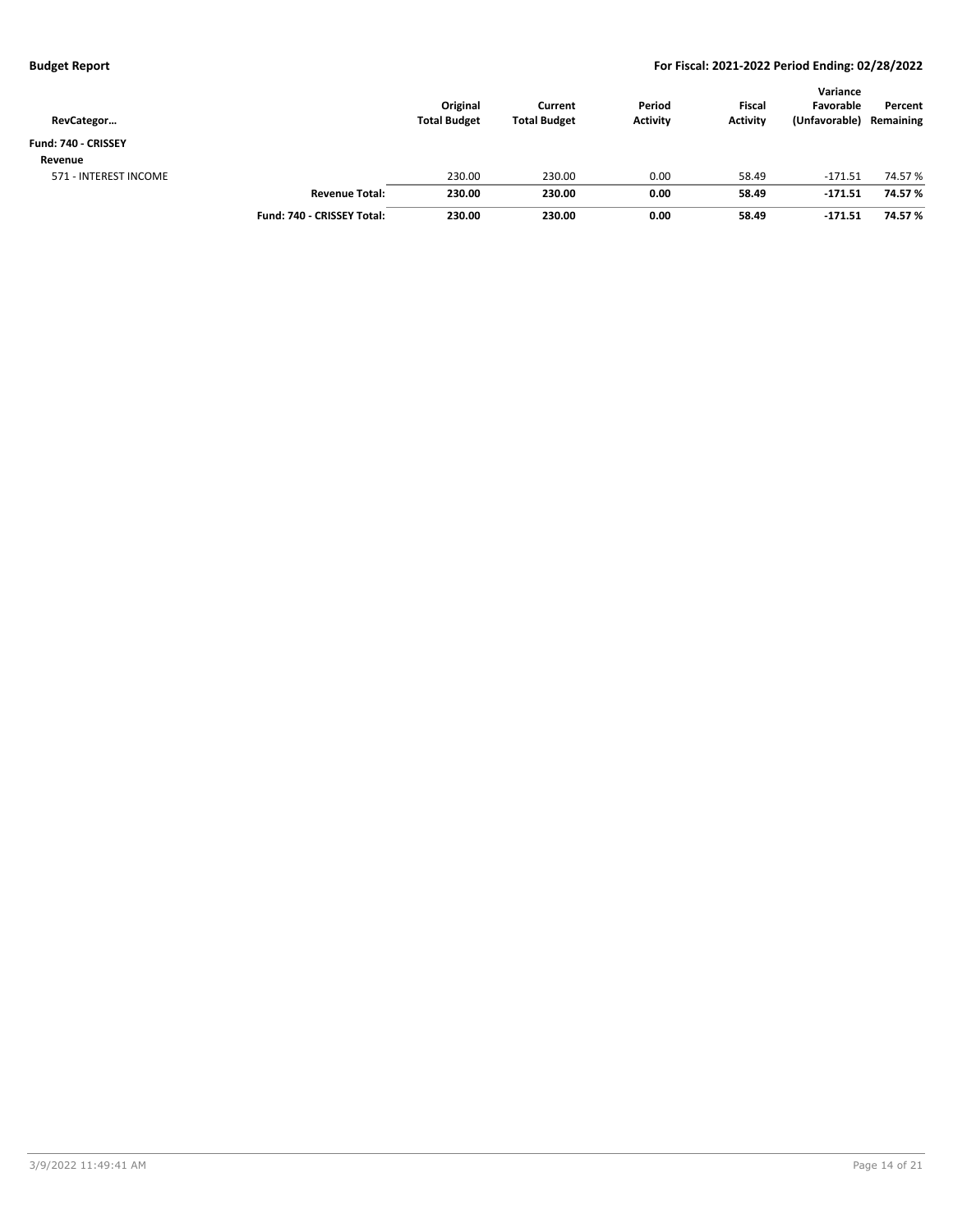| RevCategor… | | Original Total Budget | Current Total Budget | Period Activity | Fiscal Activity | Variance Favorable (Unfavorable) | Percent Remaining |
|---|---|---|---|---|---|---|---|
| **Fund: 740 - CRISSEY** | | | | | | | |
| **Revenue** | | | | | | | |
| 571 - INTEREST INCOME | | 230.00 | 230.00 | 0.00 | 58.49 | -171.51 | 74.57 % |
| | **Revenue Total:** | **230.00** | **230.00** | **0.00** | **58.49** | **-171.51** | **74.57 %** |
| | **Fund: 740 - CRISSEY Total:** | **230.00** | **230.00** | **0.00** | **58.49** | **-171.51** | **74.57 %** |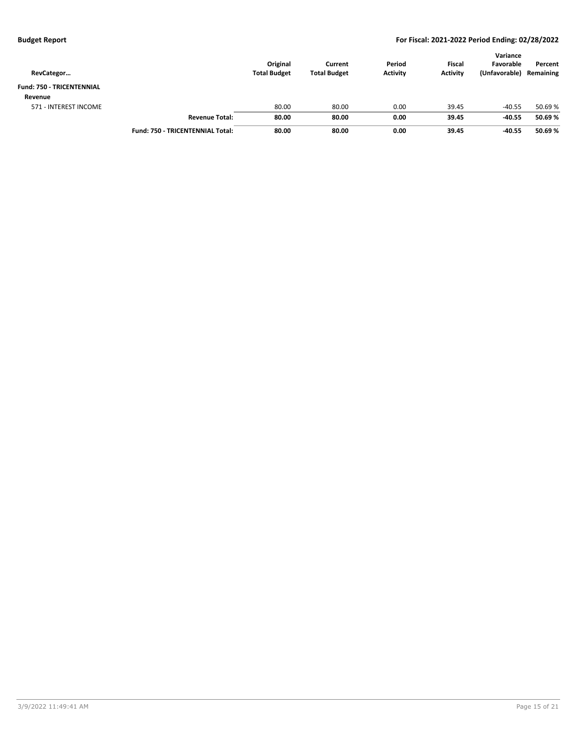| RevCategor… | | Original Total Budget | Current Total Budget | Period Activity | Fiscal Activity | Variance Favorable (Unfavorable) | Percent Remaining |
|---|---|---|---|---|---|---|---|
| **Fund: 750 - TRICENTENNIAL** | | | | | | | |
| **Revenue** | | | | | | | |
| 571 - INTEREST INCOME | | 80.00 | 80.00 | 0.00 | 39.45 | -40.55 | 50.69 % |
| | **Revenue Total:** | **80.00** | **80.00** | **0.00** | **39.45** | **-40.55** | **50.69 %** |
| | **Fund: 750 - TRICENTENNIAL Total:** | **80.00** | **80.00** | **0.00** | **39.45** | **-40.55** | **50.69 %** |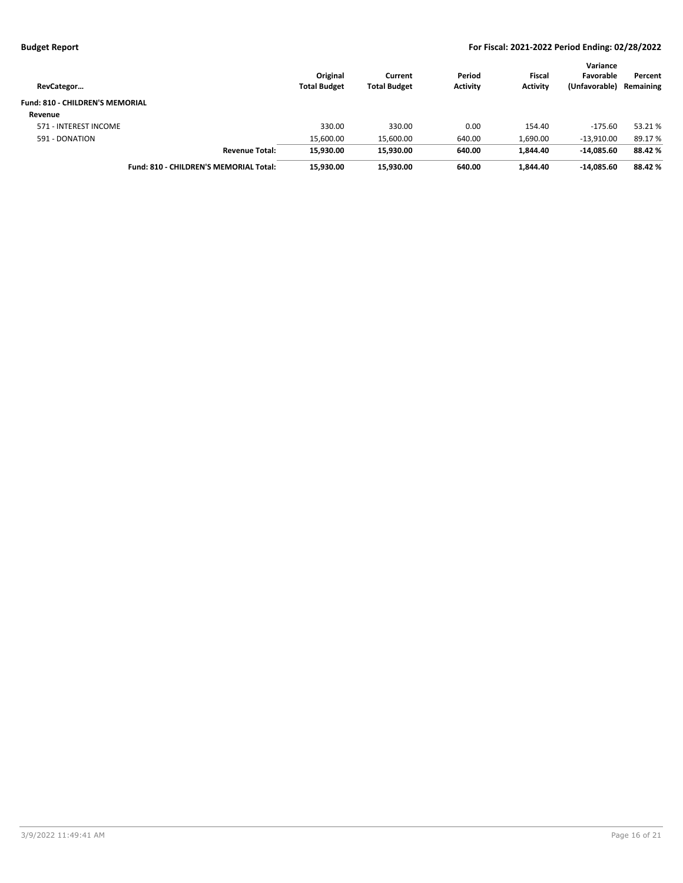| RevCategor… | Original Total Budget | Current Total Budget | Period Activity | Fiscal Activity | Variance Favorable (Unfavorable) | Percent Remaining |
|---|---|---|---|---|---|---|
| **Fund: 810 - CHILDREN'S MEMORIAL** | | | | | | |
| **Revenue** | | | | | | |
| 571 - INTEREST INCOME | 330.00 | 330.00 | 0.00 | 154.40 | -175.60 | 53.21 % |
| 591 - DONATION | 15,600.00 | 15,600.00 | 640.00 | 1,690.00 | -13,910.00 | 89.17 % |
| **Revenue Total:** | **15,930.00** | **15,930.00** | **640.00** | **1,844.40** | **-14,085.60** | **88.42 %** |
| **Fund: 810 - CHILDREN'S MEMORIAL Total:** | **15,930.00** | **15,930.00** | **640.00** | **1,844.40** | **-14,085.60** | **88.42 %** |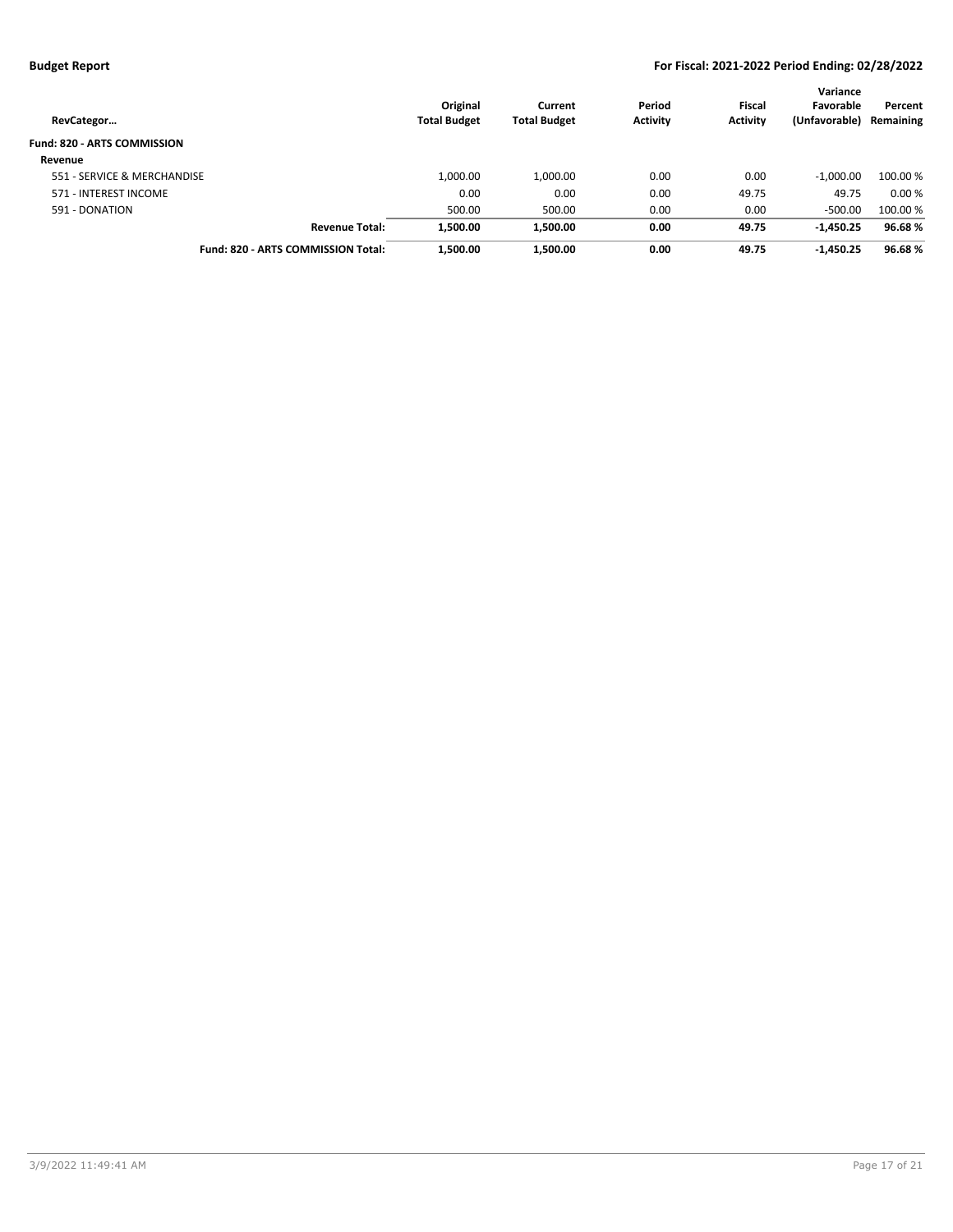| RevCategor… | Original Total Budget | Current Total Budget | Period Activity | Fiscal Activity | Variance Favorable (Unfavorable) | Percent Remaining |
|---|---|---|---|---|---|---|
| **Fund: 820 - ARTS COMMISSION** | | | | | | |
| **Revenue** | | | | | | |
| 551 - SERVICE & MERCHANDISE | 1,000.00 | 1,000.00 | 0.00 | 0.00 | -1,000.00 | 100.00 % |
| 571 - INTEREST INCOME | 0.00 | 0.00 | 0.00 | 49.75 | 49.75 | 0.00 % |
| 591 - DONATION | 500.00 | 500.00 | 0.00 | 0.00 | -500.00 | 100.00 % |
| **Revenue Total:** | **1,500.00** | **1,500.00** | **0.00** | **49.75** | **-1,450.25** | **96.68 %** |
| **Fund: 820 - ARTS COMMISSION Total:** | **1,500.00** | **1,500.00** | **0.00** | **49.75** | **-1,450.25** | **96.68 %** |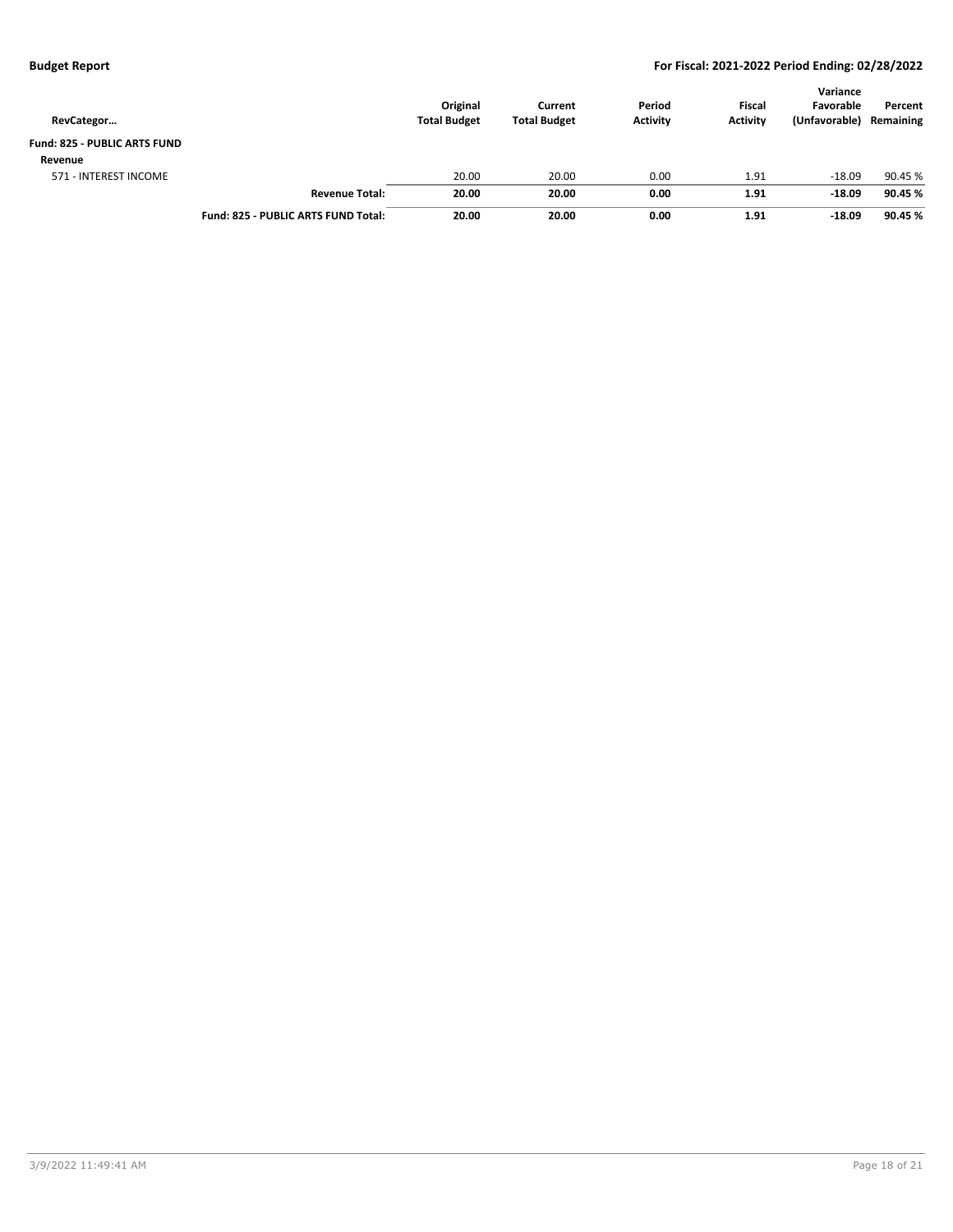| RevCategor… | | Original Total Budget | Current Total Budget | Period Activity | Fiscal Activity | Variance Favorable (Unfavorable) | Percent Remaining |
|---|---|---|---|---|---|---|---|
| **Fund: 825 - PUBLIC ARTS FUND** | | | | | | | |
| **Revenue** | | | | | | | |
| 571 - INTEREST INCOME | | 20.00 | 20.00 | 0.00 | 1.91 | -18.09 | 90.45 % |
| | **Revenue Total:** | **20.00** | **20.00** | **0.00** | **1.91** | **-18.09** | **90.45 %** |
| | **Fund: 825 - PUBLIC ARTS FUND Total:** | **20.00** | **20.00** | **0.00** | **1.91** | **-18.09** | **90.45 %** |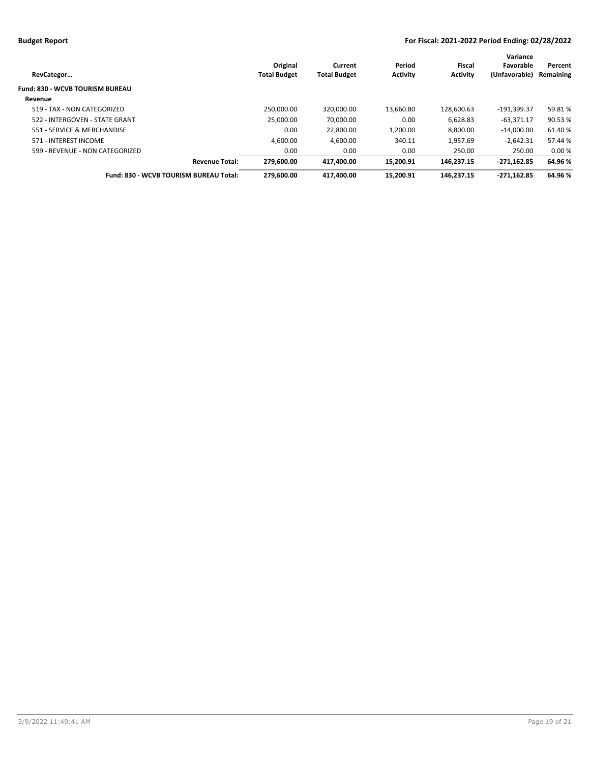| RevCategor… | Original Total Budget | Current Total Budget | Period Activity | Fiscal Activity | Variance Favorable (Unfavorable) | Percent Remaining |
|---|---|---|---|---|---|---|
| **Fund: 830 - WCVB TOURISM BUREAU** | | | | | | |
| **Revenue** | | | | | | |
| 519 - TAX - NON CATEGORIZED | 250,000.00 | 320,000.00 | 13,660.80 | 128,600.63 | -191,399.37 | 59.81 % |
| 522 - INTERGOVEN - STATE GRANT | 25,000.00 | 70,000.00 | 0.00 | 6,628.83 | -63,371.17 | 90.53 % |
| 551 - SERVICE & MERCHANDISE | 0.00 | 22,800.00 | 1,200.00 | 8,800.00 | -14,000.00 | 61.40 % |
| 571 - INTEREST INCOME | 4,600.00 | 4,600.00 | 340.11 | 1,957.69 | -2,642.31 | 57.44 % |
| 599 - REVENUE - NON CATEGORIZED | 0.00 | 0.00 | 0.00 | 250.00 | 250.00 | 0.00 % |
| **Revenue Total:** | **279,600.00** | **417,400.00** | **15,200.91** | **146,237.15** | **-271,162.85** | **64.96 %** |
| **Fund: 830 - WCVB TOURISM BUREAU Total:** | **279,600.00** | **417,400.00** | **15,200.91** | **146,237.15** | **-271,162.85** | **64.96 %** |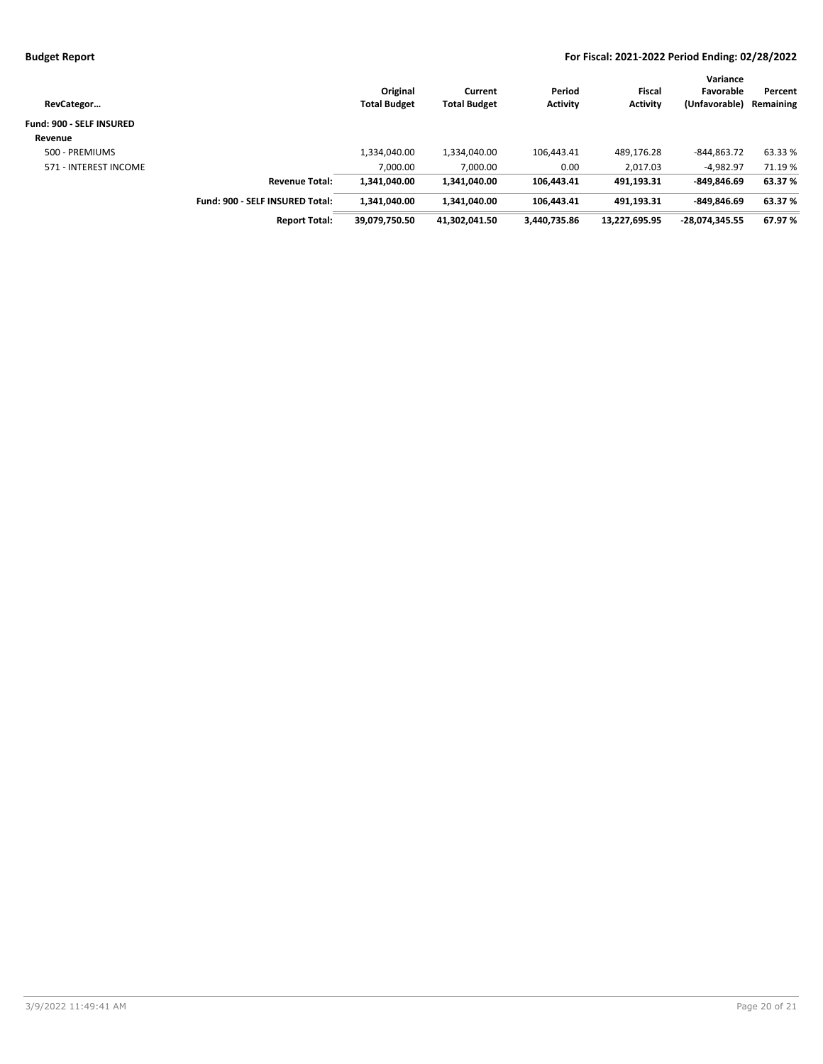| RevCategor… | | Original Total Budget | Current Total Budget | Period Activity | Fiscal Activity | Variance Favorable (Unfavorable) | Percent Remaining |
|---|---|---|---|---|---|---|---|
| **Fund: 900 - SELF INSURED** | | | | | | | |
| **Revenue** | | | | | | | |
| 500 - PREMIUMS | | 1,334,040.00 | 1,334,040.00 | 106,443.41 | 489,176.28 | -844,863.72 | 63.33 % |
| 571 - INTEREST INCOME | | 7,000.00 | 7,000.00 | 0.00 | 2,017.03 | -4,982.97 | 71.19 % |
| | **Revenue Total:** | **1,341,040.00** | **1,341,040.00** | **106,443.41** | **491,193.31** | **-849,846.69** | **63.37 %** |
| | **Fund: 900 - SELF INSURED Total:** | **1,341,040.00** | **1,341,040.00** | **106,443.41** | **491,193.31** | **-849,846.69** | **63.37 %** |
| | **Report Total:** | **39,079,750.50** | **41,302,041.50** | **3,440,735.86** | **13,227,695.95** | **-28,074,345.55** | **67.97 %** |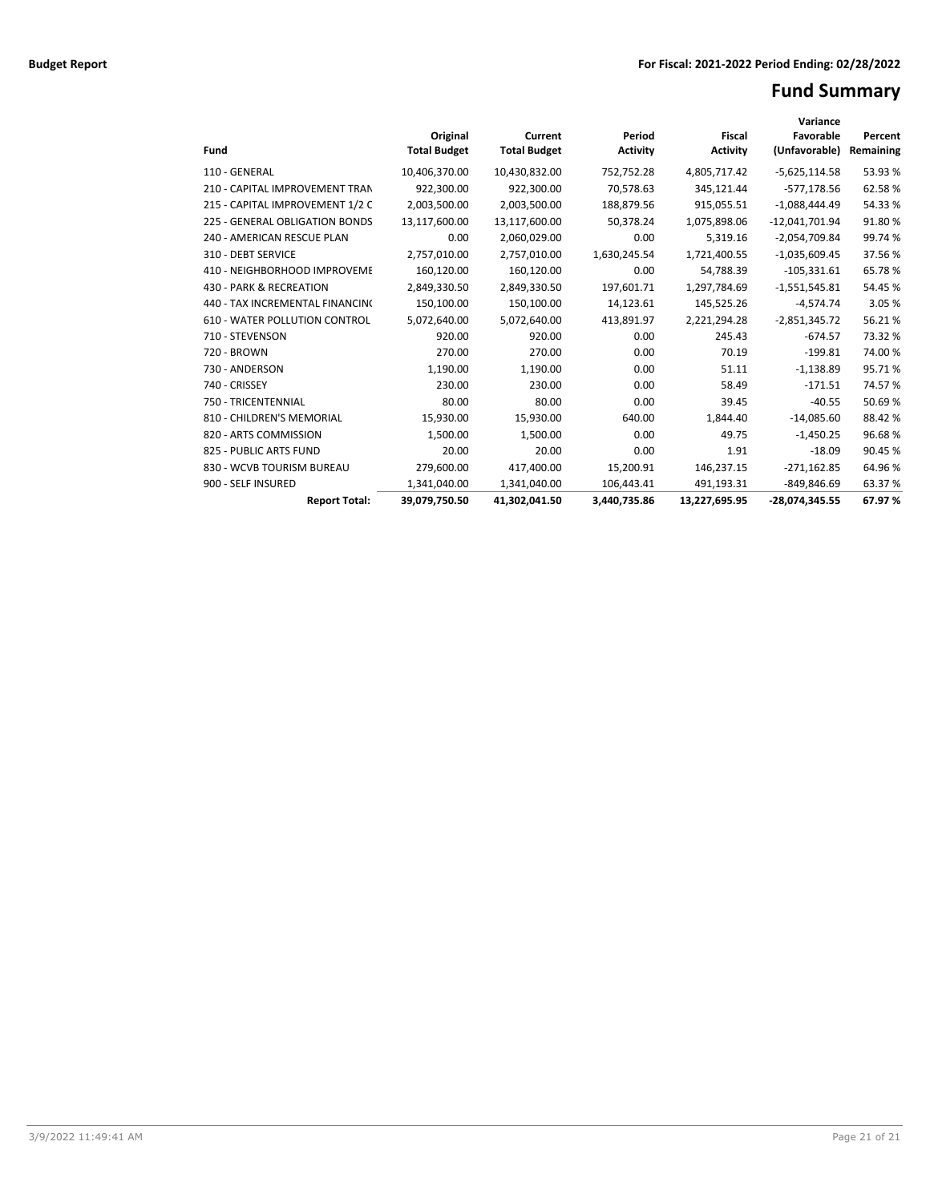**Budget Report** **For Fiscal: 2021-2022 Period Ending: 02/28/2022**

# Fund Summary

| Fund | Original Total Budget | Current Total Budget | Period Activity | Fiscal Activity | Variance Favorable (Unfavorable) | Percent Remaining |
|---|---|---|---|---|---|---|
| 110 - GENERAL | 10,406,370.00 | 10,430,832.00 | 752,752.28 | 4,805,717.42 | -5,625,114.58 | 53.93 % |
| 210 - CAPITAL IMPROVEMENT TRAN | 922,300.00 | 922,300.00 | 70,578.63 | 345,121.44 | -577,178.56 | 62.58 % |
| 215 - CAPITAL IMPROVEMENT 1/2 C | 2,003,500.00 | 2,003,500.00 | 188,879.56 | 915,055.51 | -1,088,444.49 | 54.33 % |
| 225 - GENERAL OBLIGATION BONDS | 13,117,600.00 | 13,117,600.00 | 50,378.24 | 1,075,898.06 | -12,041,701.94 | 91.80 % |
| 240 - AMERICAN RESCUE PLAN | 0.00 | 2,060,029.00 | 0.00 | 5,319.16 | -2,054,709.84 | 99.74 % |
| 310 - DEBT SERVICE | 2,757,010.00 | 2,757,010.00 | 1,630,245.54 | 1,721,400.55 | -1,035,609.45 | 37.56 % |
| 410 - NEIGHBORHOOD IMPROVEME | 160,120.00 | 160,120.00 | 0.00 | 54,788.39 | -105,331.61 | 65.78 % |
| 430 - PARK & RECREATION | 2,849,330.50 | 2,849,330.50 | 197,601.71 | 1,297,784.69 | -1,551,545.81 | 54.45 % |
| 440 - TAX INCREMENTAL FINANCIN( | 150,100.00 | 150,100.00 | 14,123.61 | 145,525.26 | -4,574.74 | 3.05 % |
| 610 - WATER POLLUTION CONTROL | 5,072,640.00 | 5,072,640.00 | 413,891.97 | 2,221,294.28 | -2,851,345.72 | 56.21 % |
| 710 - STEVENSON | 920.00 | 920.00 | 0.00 | 245.43 | -674.57 | 73.32 % |
| 720 - BROWN | 270.00 | 270.00 | 0.00 | 70.19 | -199.81 | 74.00 % |
| 730 - ANDERSON | 1,190.00 | 1,190.00 | 0.00 | 51.11 | -1,138.89 | 95.71 % |
| 740 - CRISSEY | 230.00 | 230.00 | 0.00 | 58.49 | -171.51 | 74.57 % |
| 750 - TRICENTENNIAL | 80.00 | 80.00 | 0.00 | 39.45 | -40.55 | 50.69 % |
| 810 - CHILDREN'S MEMORIAL | 15,930.00 | 15,930.00 | 640.00 | 1,844.40 | -14,085.60 | 88.42 % |
| 820 - ARTS COMMISSION | 1,500.00 | 1,500.00 | 0.00 | 49.75 | -1,450.25 | 96.68 % |
| 825 - PUBLIC ARTS FUND | 20.00 | 20.00 | 0.00 | 1.91 | -18.09 | 90.45 % |
| 830 - WCVB TOURISM BUREAU | 279,600.00 | 417,400.00 | 15,200.91 | 146,237.15 | -271,162.85 | 64.96 % |
| 900 - SELF INSURED | 1,341,040.00 | 1,341,040.00 | 106,443.41 | 491,193.31 | -849,846.69 | 63.37 % |
| **Report Total:** | **39,079,750.50** | **41,302,041.50** | **3,440,735.86** | **13,227,695.95** | **-28,074,345.55** | **67.97 %** |